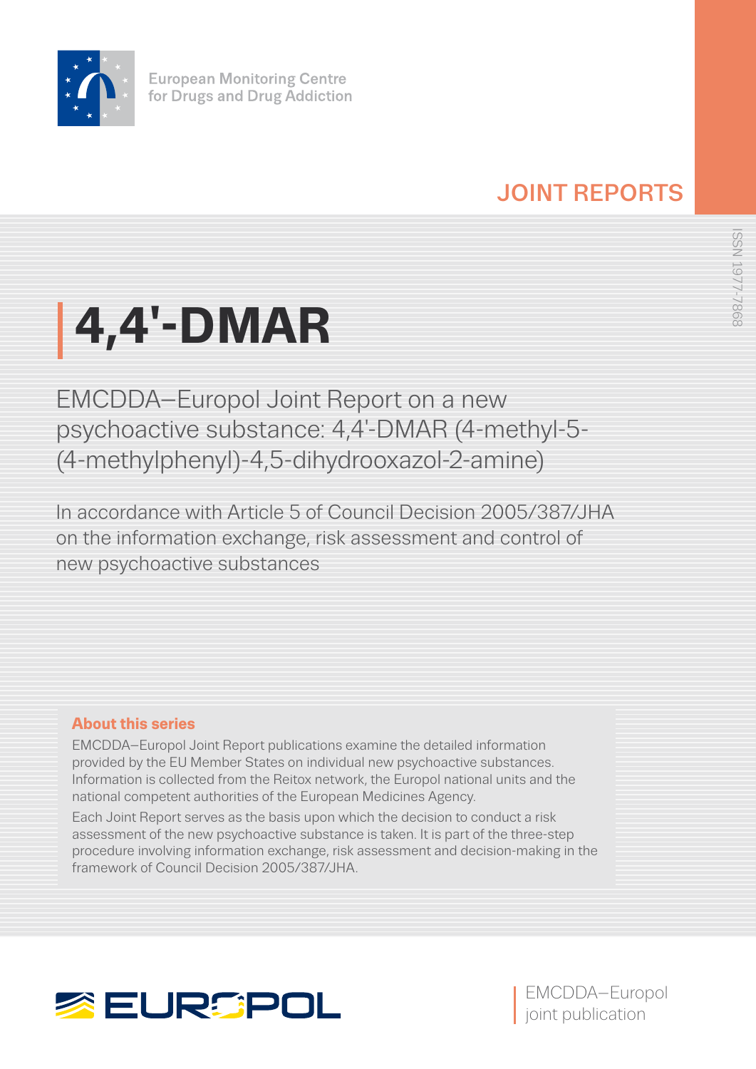European Monitoring Centre for Drugs and Drug Addiction

JOINT REPORTS

ISSN 1977-7868

# 4,4'-DMAR

## EMCDDA–Europol Joint Report on a new psychoactive substance: 4,4'-DMAR (4-methyl-5-(4-methylphenyl)-4,5-dihydrooxazol-2-amine)

In accordance with Article 5 of Council Decision 2005/387/JHA on the information exchange, risk assessment and control of new psychoactive substances

### About this series

EMCDDA–Europol Joint Report publications examine the detailed information provided by the EU Member States on individual new psychoactive substances. Information is collected from the Reitox network, the Europol national units and the national competent authorities of the European Medicines Agency.

Each Joint Report serves as the basis upon which the decision to conduct a risk assessment of the new psychoactive substance is taken. It is part of the three-step procedure involving information exchange, risk assessment and decision-making in the framework of Council Decision 2005/387/JHA.

EUROPOL

EMCDDA–Europol joint publication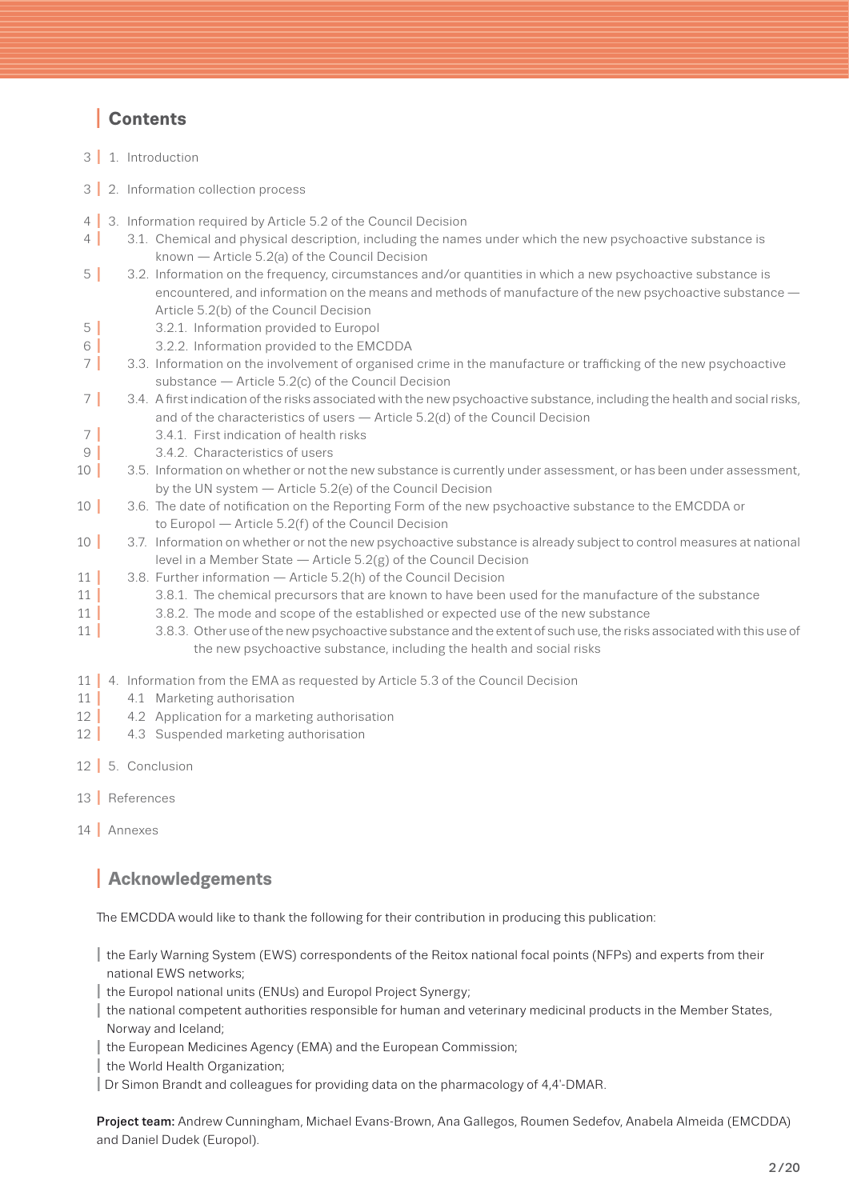## Contents

- 3 | 1. Introduction
- 3 | 2. Information collection process
- 4 | 3. Information required by Article 5.2 of the Council Decision
  - 4 | 3.1. Chemical and physical description, including the names under which the new psychoactive substance is known — Article 5.2(a) of the Council Decision
  - 5 | 3.2. Information on the frequency, circumstances and/or quantities in which a new psychoactive substance is encountered, and information on the means and methods of manufacture of the new psychoactive substance — Article 5.2(b) of the Council Decision
    - 5 | 3.2.1. Information provided to Europol
    - 6 | 3.2.2. Information provided to the EMCDDA
  - 7 | 3.3. Information on the involvement of organised crime in the manufacture or trafficking of the new psychoactive substance — Article 5.2(c) of the Council Decision
  - 7 | 3.4. A first indication of the risks associated with the new psychoactive substance, including the health and social risks, and of the characteristics of users — Article 5.2(d) of the Council Decision
    - 7 | 3.4.1. First indication of health risks
    - 9 | 3.4.2. Characteristics of users
  - 10 | 3.5. Information on whether or not the new substance is currently under assessment, or has been under assessment, by the UN system — Article 5.2(e) of the Council Decision
  - 10 | 3.6. The date of notification on the Reporting Form of the new psychoactive substance to the EMCDDA or to Europol — Article 5.2(f) of the Council Decision
  - 10 | 3.7. Information on whether or not the new psychoactive substance is already subject to control measures at national level in a Member State — Article 5.2(g) of the Council Decision
  - 11 | 3.8. Further information — Article 5.2(h) of the Council Decision
    - 11 | 3.8.1. The chemical precursors that are known to have been used for the manufacture of the substance
    - 11 | 3.8.2. The mode and scope of the established or expected use of the new substance
    - 11 | 3.8.3. Other use of the new psychoactive substance and the extent of such use, the risks associated with this use of the new psychoactive substance, including the health and social risks
- 11 | 4. Information from the EMA as requested by Article 5.3 of the Council Decision
  - 11 | 4.1 Marketing authorisation
  - 12 | 4.2 Application for a marketing authorisation
  - 12 | 4.3 Suspended marketing authorisation
- 12 | 5. Conclusion
- 13 | References
- 14 | Annexes

## Acknowledgements

The EMCDDA would like to thank the following for their contribution in producing this publication:

- the Early Warning System (EWS) correspondents of the Reitox national focal points (NFPs) and experts from their national EWS networks;
- the Europol national units (ENUs) and Europol Project Synergy;
- the national competent authorities responsible for human and veterinary medicinal products in the Member States, Norway and Iceland;
- the European Medicines Agency (EMA) and the European Commission;
- the World Health Organization;
- Dr Simon Brandt and colleagues for providing data on the pharmacology of 4,4'-DMAR.

**Project team:** Andrew Cunningham, Michael Evans-Brown, Ana Gallegos, Roumen Sedefov, Anabela Almeida (EMCDDA) and Daniel Dudek (Europol).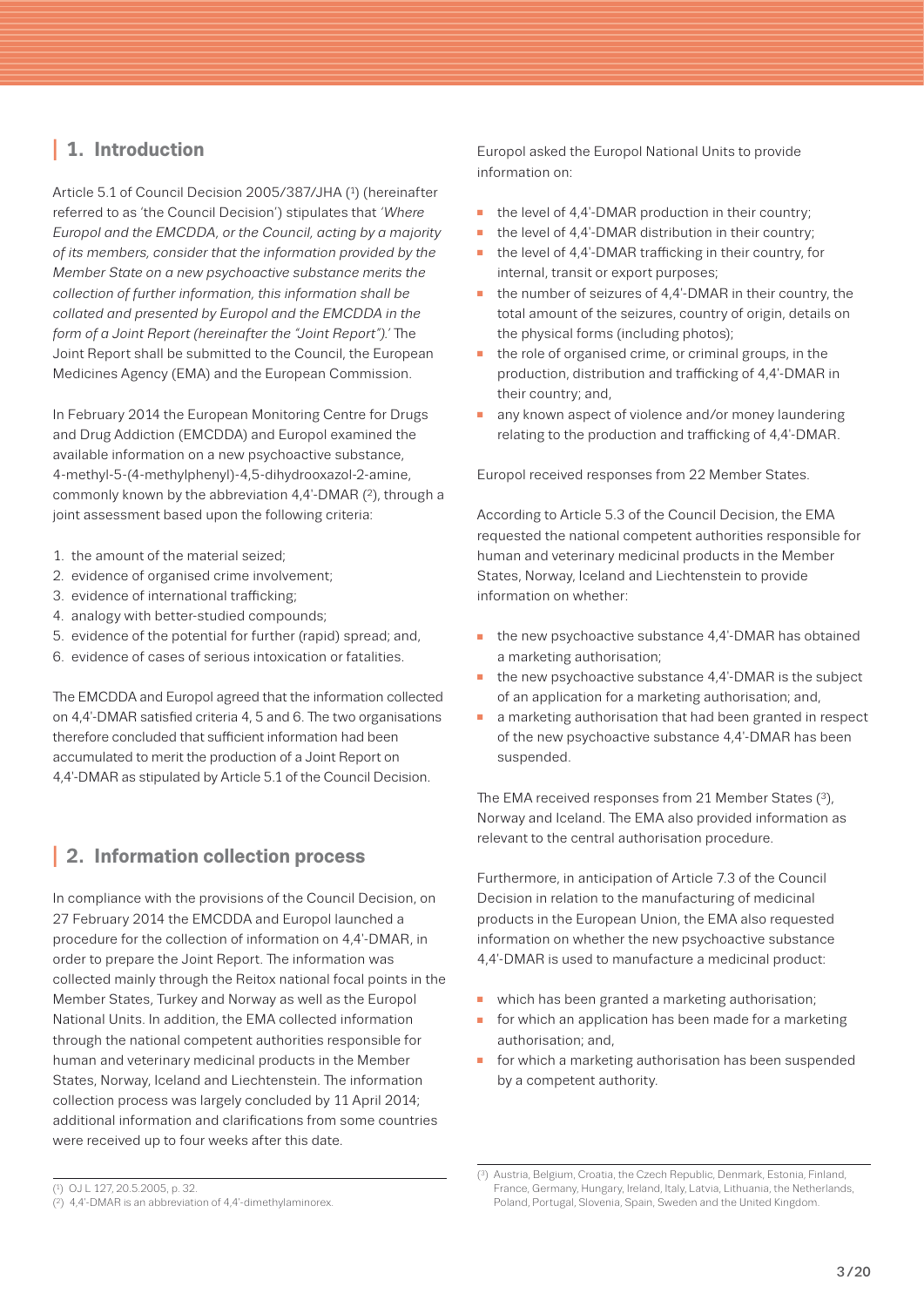## 1. Introduction

Article 5.1 of Council Decision 2005/387/JHA [1] (hereinafter referred to as 'the Council Decision') stipulates that *'Where Europol and the EMCDDA, or the Council, acting by a majority of its members, consider that the information provided by the Member State on a new psychoactive substance merits the collection of further information, this information shall be collated and presented by Europol and the EMCDDA in the form of a Joint Report (hereinafter the "Joint Report").'* The Joint Report shall be submitted to the Council, the European Medicines Agency (EMA) and the European Commission.

In February 2014 the European Monitoring Centre for Drugs and Drug Addiction (EMCDDA) and Europol examined the available information on a new psychoactive substance, 4-methyl-5-(4-methylphenyl)-4,5-dihydrooxazol-2-amine, commonly known by the abbreviation 4,4'-DMAR [2], through a joint assessment based upon the following criteria:

1. the amount of the material seized;
2. evidence of organised crime involvement;
3. evidence of international trafficking;
4. analogy with better-studied compounds;
5. evidence of the potential for further (rapid) spread; and,
6. evidence of cases of serious intoxication or fatalities.

The EMCDDA and Europol agreed that the information collected on 4,4'-DMAR satisfied criteria 4, 5 and 6. The two organisations therefore concluded that sufficient information had been accumulated to merit the production of a Joint Report on 4,4'-DMAR as stipulated by Article 5.1 of the Council Decision.

## 2. Information collection process

In compliance with the provisions of the Council Decision, on 27 February 2014 the EMCDDA and Europol launched a procedure for the collection of information on 4,4'-DMAR, in order to prepare the Joint Report. The information was collected mainly through the Reitox national focal points in the Member States, Turkey and Norway as well as the Europol National Units. In addition, the EMA collected information through the national competent authorities responsible for human and veterinary medicinal products in the Member States, Norway, Iceland and Liechtenstein. The information collection process was largely concluded by 11 April 2014; additional information and clarifications from some countries were received up to four weeks after this date.

Europol asked the Europol National Units to provide information on:

- the level of 4,4'-DMAR production in their country;
- the level of 4,4'-DMAR distribution in their country;
- the level of 4,4'-DMAR trafficking in their country, for internal, transit or export purposes;
- the number of seizures of 4,4'-DMAR in their country, the total amount of the seizures, country of origin, details on the physical forms (including photos);
- the role of organised crime, or criminal groups, in the production, distribution and trafficking of 4,4'-DMAR in their country; and,
- any known aspect of violence and/or money laundering relating to the production and trafficking of 4,4'-DMAR.

Europol received responses from 22 Member States.

According to Article 5.3 of the Council Decision, the EMA requested the national competent authorities responsible for human and veterinary medicinal products in the Member States, Norway, Iceland and Liechtenstein to provide information on whether:

- the new psychoactive substance 4,4'-DMAR has obtained a marketing authorisation;
- the new psychoactive substance 4,4'-DMAR is the subject of an application for a marketing authorisation; and,
- a marketing authorisation that had been granted in respect of the new psychoactive substance 4,4'-DMAR has been suspended.

The EMA received responses from 21 Member States [3], Norway and Iceland. The EMA also provided information as relevant to the central authorisation procedure.

Furthermore, in anticipation of Article 7.3 of the Council Decision in relation to the manufacturing of medicinal products in the European Union, the EMA also requested information on whether the new psychoactive substance 4,4'-DMAR is used to manufacture a medicinal product:

- which has been granted a marketing authorisation;
- for which an application has been made for a marketing authorisation; and,
- for which a marketing authorisation has been suspended by a competent authority.

---

[1] OJ L 127, 20.5.2005, p. 32.

[2] 4,4'-DMAR is an abbreviation of 4,4'-dimethylaminorex.

[3] Austria, Belgium, Croatia, the Czech Republic, Denmark, Estonia, Finland, France, Germany, Hungary, Ireland, Italy, Latvia, Lithuania, the Netherlands, Poland, Portugal, Slovenia, Spain, Sweden and the United Kingdom.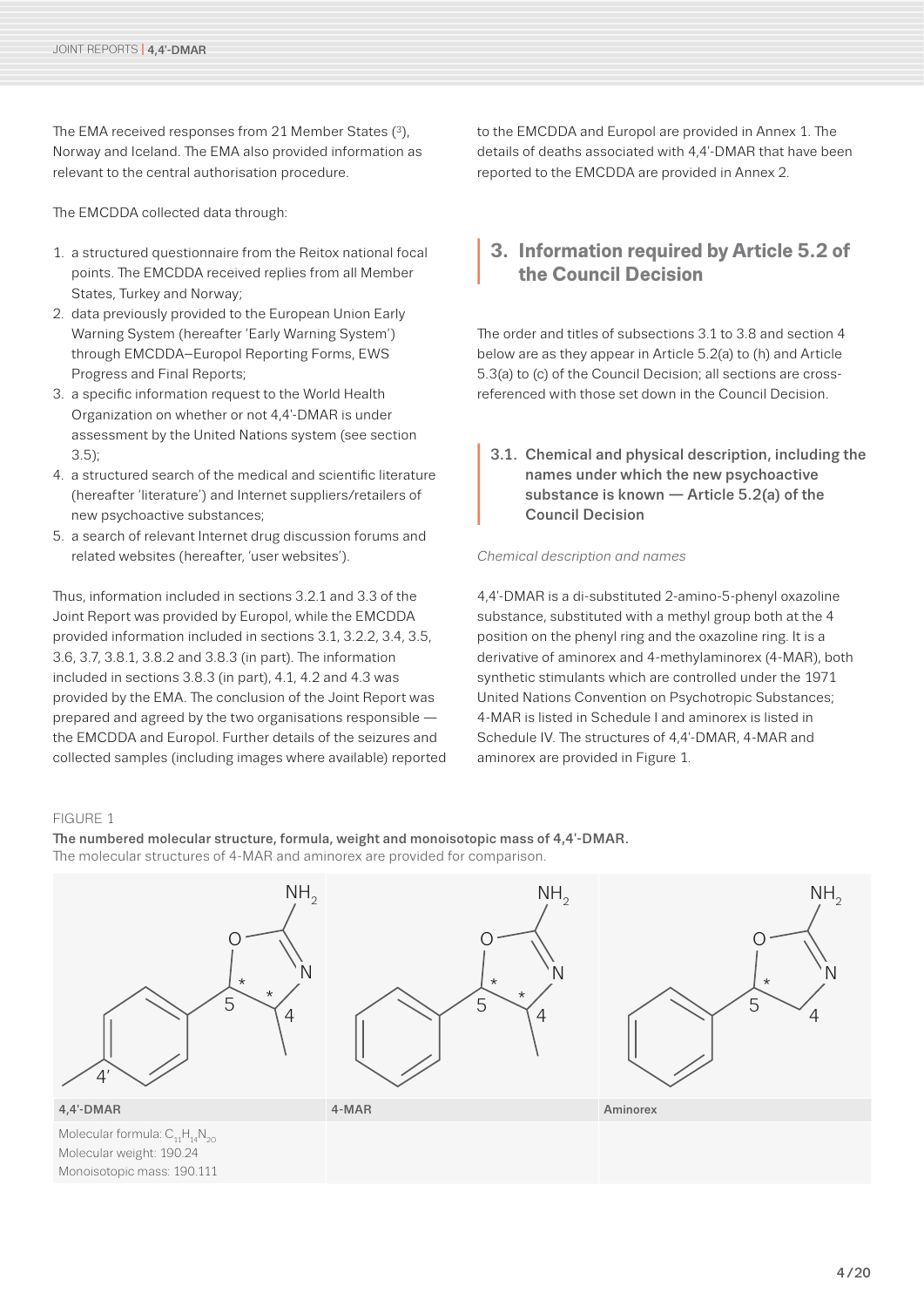The EMA received responses from 21 Member States ([3]), Norway and Iceland. The EMA also provided information as relevant to the central authorisation procedure.

The EMCDDA collected data through:

1. a structured questionnaire from the Reitox national focal points. The EMCDDA received replies from all Member States, Turkey and Norway;
2. data previously provided to the European Union Early Warning System (hereafter 'Early Warning System') through EMCDDA–Europol Reporting Forms, EWS Progress and Final Reports;
3. a specific information request to the World Health Organization on whether or not 4,4'-DMAR is under assessment by the United Nations system (see section 3.5);
4. a structured search of the medical and scientific literature (hereafter 'literature') and Internet suppliers/retailers of new psychoactive substances;
5. a search of relevant Internet drug discussion forums and related websites (hereafter, 'user websites').

Thus, information included in sections 3.2.1 and 3.3 of the Joint Report was provided by Europol, while the EMCDDA provided information included in sections 3.1, 3.2.2, 3.4, 3.5, 3.6, 3.7, 3.8.1, 3.8.2 and 3.8.3 (in part). The information included in sections 3.8.3 (in part), 4.1, 4.2 and 4.3 was provided by the EMA. The conclusion of the Joint Report was prepared and agreed by the two organisations responsible — the EMCDDA and Europol. Further details of the seizures and collected samples (including images where available) reported to the EMCDDA and Europol are provided in Annex 1. The details of deaths associated with 4,4'-DMAR that have been reported to the EMCDDA are provided in Annex 2.

## 3. Information required by Article 5.2 of the Council Decision

The order and titles of subsections 3.1 to 3.8 and section 4 below are as they appear in Article 5.2(a) to (h) and Article 5.3(a) to (c) of the Council Decision; all sections are cross-referenced with those set down in the Council Decision.

### 3.1. Chemical and physical description, including the names under which the new psychoactive substance is known — Article 5.2(a) of the Council Decision

*Chemical description and names*

4,4'-DMAR is a di-substituted 2-amino-5-phenyl oxazoline substance, substituted with a methyl group both at the 4 position on the phenyl ring and the oxazoline ring. It is a derivative of aminorex and 4-methylaminorex (4-MAR), both synthetic stimulants which are controlled under the 1971 United Nations Convention on Psychotropic Substances; 4-MAR is listed in Schedule I and aminorex is listed in Schedule IV. The structures of 4,4'-DMAR, 4-MAR and aminorex are provided in Figure 1.

FIGURE 1

**The numbered molecular structure, formula, weight and monoisotopic mass of 4,4'-DMAR.**
The molecular structures of 4-MAR and aminorex are provided for comparison.

| 4,4'-DMAR | 4-MAR | Aminorex |
|---|---|---|
| Molecular formula: $C_{11}H_{14}N_{2}O$<br>Molecular weight: 190.24<br>Monoisotopic mass: 190.111 | | |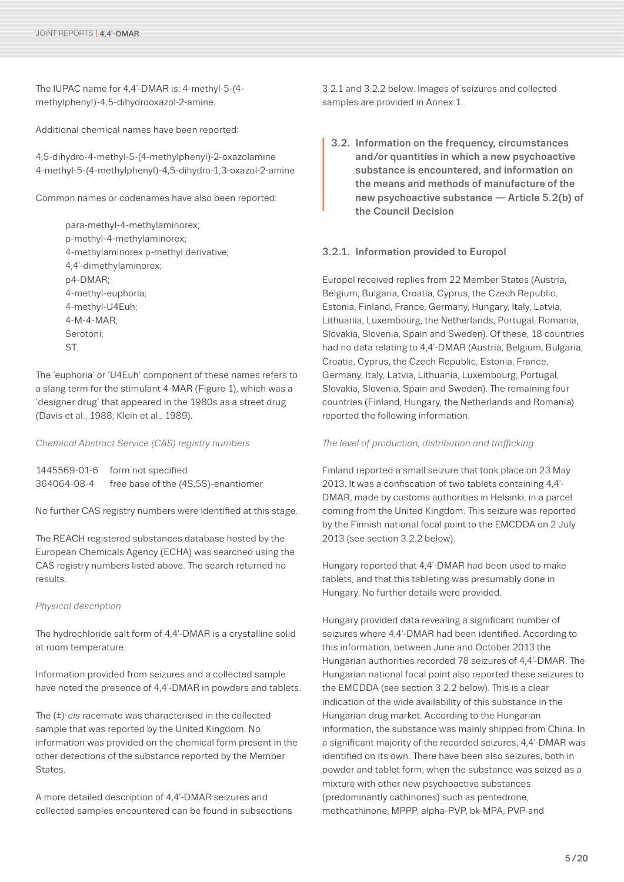The IUPAC name for 4,4'-DMAR is: 4-methyl-5-(4-methylphenyl)-4,5-dihydrooxazol-2-amine.

Additional chemical names have been reported:

4,5-dihydro-4-methyl-5-(4-methylphenyl)-2-oxazolamine
4-methyl-5-(4-methylphenyl)-4,5-dihydro-1,3-oxazol-2-amine

Common names or codenames have also been reported:

- para-methyl-4-methylaminorex;
- p-methyl-4-methylaminorex;
- 4-methylaminorex p-methyl derivative;
- 4,4'-dimethylaminorex;
- p4-DMAR;
- 4-methyl-euphoria;
- 4-methyl-U4Euh;
- 4-M-4-MAR;
- Serotoni;
- ST.

The 'euphoria' or 'U4Euh' component of these names refers to a slang term for the stimulant 4-MAR (Figure 1), which was a 'designer drug' that appeared in the 1980s as a street drug (Davis et al., 1988; Klein et al., 1989).

*Chemical Abstract Service (CAS) registry numbers*

| | |
|---|---|
| 1445569-01-6 | form not specified |
| 364064-08-4 | free base of the (4S,5S)-enantiomer |

No further CAS registry numbers were identified at this stage.

The REACH registered substances database hosted by the European Chemicals Agency (ECHA) was searched using the CAS registry numbers listed above. The search returned no results.

*Physical description*

The hydrochloride salt form of 4,4'-DMAR is a crystalline solid at room temperature.

Information provided from seizures and a collected sample have noted the presence of 4,4'-DMAR in powders and tablets.

The (±)-*cis* racemate was characterised in the collected sample that was reported by the United Kingdom. No information was provided on the chemical form present in the other detections of the substance reported by the Member States.

A more detailed description of 4,4'-DMAR seizures and collected samples encountered can be found in subsections 3.2.1 and 3.2.2 below. Images of seizures and collected samples are provided in Annex 1.

## 3.2. Information on the frequency, circumstances and/or quantities in which a new psychoactive substance is encountered, and information on the means and methods of manufacture of the new psychoactive substance — Article 5.2(b) of the Council Decision

### 3.2.1. Information provided to Europol

Europol received replies from 22 Member States (Austria, Belgium, Bulgaria, Croatia, Cyprus, the Czech Republic, Estonia, Finland, France, Germany, Hungary, Italy, Latvia, Lithuania, Luxembourg, the Netherlands, Portugal, Romania, Slovakia, Slovenia, Spain and Sweden). Of these, 18 countries had no data relating to 4,4'-DMAR (Austria, Belgium, Bulgaria, Croatia, Cyprus, the Czech Republic, Estonia, France, Germany, Italy, Latvia, Lithuania, Luxembourg, Portugal, Slovakia, Slovenia, Spain and Sweden). The remaining four countries (Finland, Hungary, the Netherlands and Romania) reported the following information.

*The level of production, distribution and trafficking*

Finland reported a small seizure that took place on 23 May 2013. It was a confiscation of two tablets containing 4,4'-DMAR, made by customs authorities in Helsinki, in a parcel coming from the United Kingdom. This seizure was reported by the Finnish national focal point to the EMCDDA on 2 July 2013 (see section 3.2.2 below).

Hungary reported that 4,4'-DMAR had been used to make tablets, and that this tableting was presumably done in Hungary. No further details were provided.

Hungary provided data revealing a significant number of seizures where 4,4'-DMAR had been identified. According to this information, between June and October 2013 the Hungarian authorities recorded 78 seizures of 4,4'-DMAR. The Hungarian national focal point also reported these seizures to the EMCDDA (see section 3.2.2 below). This is a clear indication of the wide availability of this substance in the Hungarian drug market. According to the Hungarian information, the substance was mainly shipped from China. In a significant majority of the recorded seizures, 4,4'-DMAR was identified on its own. There have been also seizures, both in powder and tablet form, when the substance was seized as a mixture with other new psychoactive substances (predominantly cathinones) such as pentedrone, methcathinone, MPPP, alpha-PVP, bk-MPA, PVP and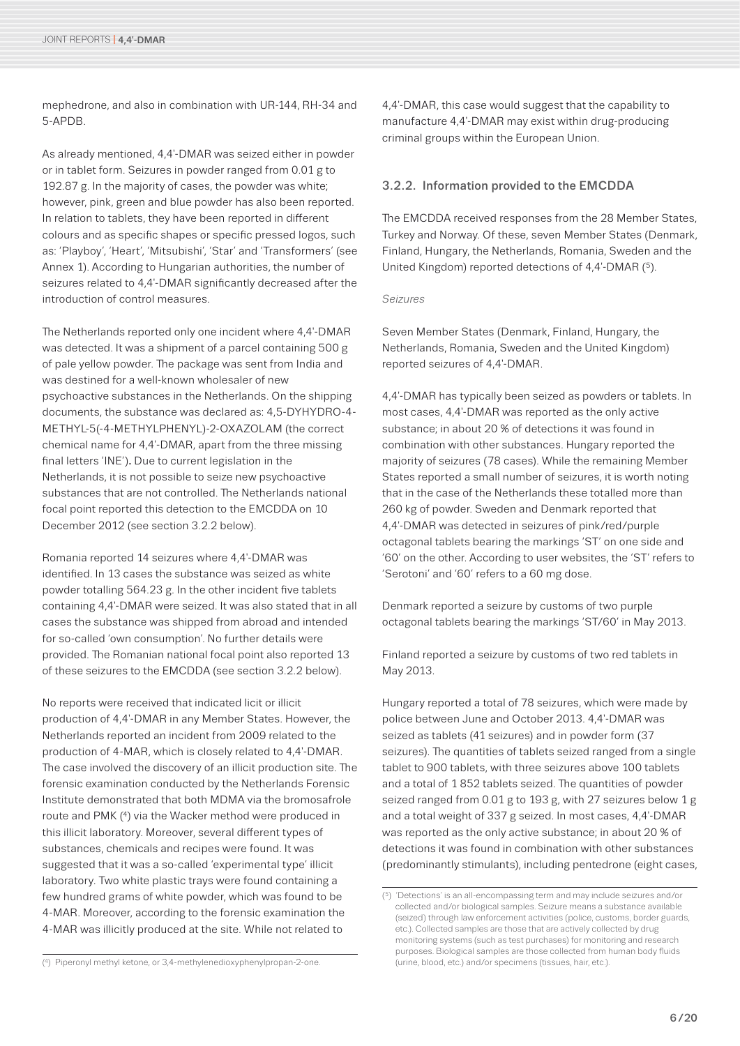mephedrone, and also in combination with UR-144, RH-34 and 5-APDB.

As already mentioned, 4,4'-DMAR was seized either in powder or in tablet form. Seizures in powder ranged from 0.01 g to 192.87 g. In the majority of cases, the powder was white; however, pink, green and blue powder has also been reported. In relation to tablets, they have been reported in different colours and as specific shapes or specific pressed logos, such as: 'Playboy', 'Heart', 'Mitsubishi', 'Star' and 'Transformers' (see Annex 1). According to Hungarian authorities, the number of seizures related to 4,4'-DMAR significantly decreased after the introduction of control measures.

The Netherlands reported only one incident where 4,4'-DMAR was detected. It was a shipment of a parcel containing 500 g of pale yellow powder. The package was sent from India and was destined for a well-known wholesaler of new psychoactive substances in the Netherlands. On the shipping documents, the substance was declared as: 4,5-DYHYDRO-4-METHYL-5(-4-METHYLPHENYL)-2-OXAZOLAM (the correct chemical name for 4,4'-DMAR, apart from the three missing final letters 'INE'). Due to current legislation in the Netherlands, it is not possible to seize new psychoactive substances that are not controlled. The Netherlands national focal point reported this detection to the EMCDDA on 10 December 2012 (see section 3.2.2 below).

Romania reported 14 seizures where 4,4'-DMAR was identified. In 13 cases the substance was seized as white powder totalling 564.23 g. In the other incident five tablets containing 4,4'-DMAR were seized. It was also stated that in all cases the substance was shipped from abroad and intended for so-called 'own consumption'. No further details were provided. The Romanian national focal point also reported 13 of these seizures to the EMCDDA (see section 3.2.2 below).

No reports were received that indicated licit or illicit production of 4,4'-DMAR in any Member States. However, the Netherlands reported an incident from 2009 related to the production of 4-MAR, which is closely related to 4,4'-DMAR. The case involved the discovery of an illicit production site. The forensic examination conducted by the Netherlands Forensic Institute demonstrated that both MDMA via the bromosafrole route and PMK [4] via the Wacker method were produced in this illicit laboratory. Moreover, several different types of substances, chemicals and recipes were found. It was suggested that it was a so-called 'experimental type' illicit laboratory. Two white plastic trays were found containing a few hundred grams of white powder, which was found to be 4-MAR. Moreover, according to the forensic examination the 4-MAR was illicitly produced at the site. While not related to 4,4'-DMAR, this case would suggest that the capability to manufacture 4,4'-DMAR may exist within drug-producing criminal groups within the European Union.

### 3.2.2. Information provided to the EMCDDA

The EMCDDA received responses from the 28 Member States, Turkey and Norway. Of these, seven Member States (Denmark, Finland, Hungary, the Netherlands, Romania, Sweden and the United Kingdom) reported detections of 4,4'-DMAR [5].

*Seizures*

Seven Member States (Denmark, Finland, Hungary, the Netherlands, Romania, Sweden and the United Kingdom) reported seizures of 4,4'-DMAR.

4,4'-DMAR has typically been seized as powders or tablets. In most cases, 4,4'-DMAR was reported as the only active substance; in about 20 % of detections it was found in combination with other substances. Hungary reported the majority of seizures (78 cases). While the remaining Member States reported a small number of seizures, it is worth noting that in the case of the Netherlands these totalled more than 260 kg of powder. Sweden and Denmark reported that 4,4'-DMAR was detected in seizures of pink/red/purple octagonal tablets bearing the markings 'ST' on one side and '60' on the other. According to user websites, the 'ST' refers to 'Serotoni' and '60' refers to a 60 mg dose.

Denmark reported a seizure by customs of two purple octagonal tablets bearing the markings 'ST/60' in May 2013.

Finland reported a seizure by customs of two red tablets in May 2013.

Hungary reported a total of 78 seizures, which were made by police between June and October 2013. 4,4'-DMAR was seized as tablets (41 seizures) and in powder form (37 seizures). The quantities of tablets seized ranged from a single tablet to 900 tablets, with three seizures above 100 tablets and a total of 1 852 tablets seized. The quantities of powder seized ranged from 0.01 g to 193 g, with 27 seizures below 1 g and a total weight of 337 g seized. In most cases, 4,4'-DMAR was reported as the only active substance; in about 20 % of detections it was found in combination with other substances (predominantly stimulants), including pentedrone (eight cases,

---

[4] Piperonyl methyl ketone, or 3,4-methylenedioxyphenylpropan-2-one.

[5] 'Detections' is an all-encompassing term and may include seizures and/or collected and/or biological samples. Seizure means a substance available (seized) through law enforcement activities (police, customs, border guards, etc.). Collected samples are those that are actively collected by drug monitoring systems (such as test purchases) for monitoring and research purposes. Biological samples are those collected from human body fluids (urine, blood, etc.) and/or specimens (tissues, hair, etc.).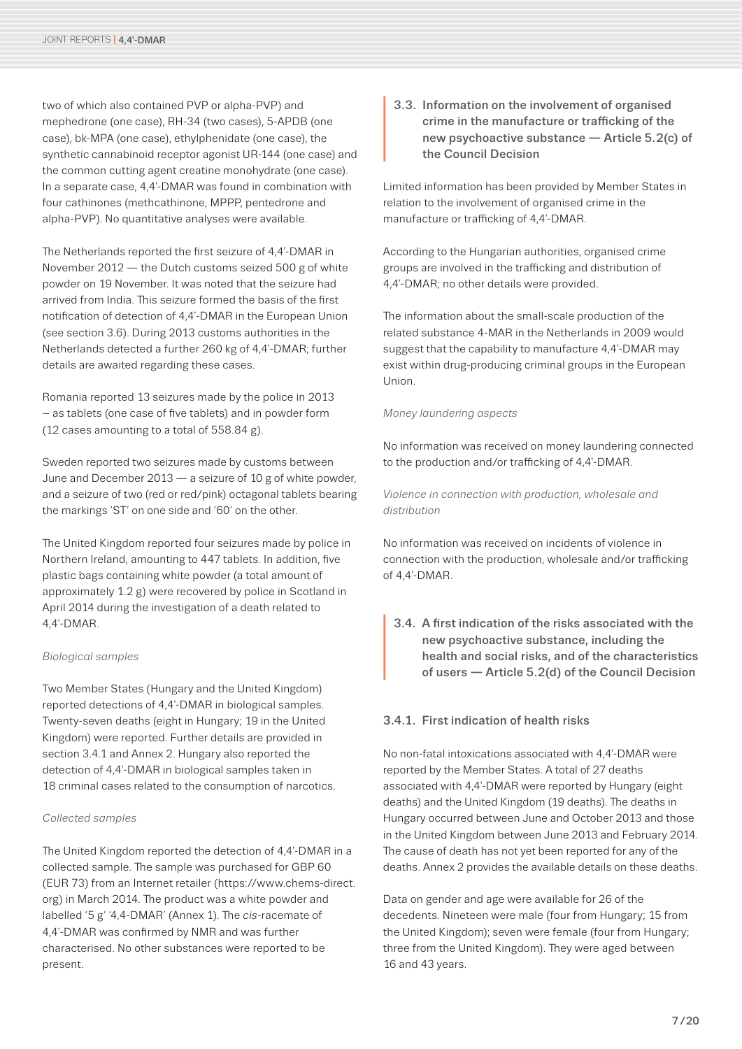two of which also contained PVP or alpha-PVP) and mephedrone (one case), RH-34 (two cases), 5-APDB (one case), bk-MPA (one case), ethylphenidate (one case), the synthetic cannabinoid receptor agonist UR-144 (one case) and the common cutting agent creatine monohydrate (one case). In a separate case, 4,4'-DMAR was found in combination with four cathinones (methcathinone, MPPP, pentedrone and alpha-PVP). No quantitative analyses were available.

The Netherlands reported the first seizure of 4,4'-DMAR in November 2012 — the Dutch customs seized 500 g of white powder on 19 November. It was noted that the seizure had arrived from India. This seizure formed the basis of the first notification of detection of 4,4'-DMAR in the European Union (see section 3.6). During 2013 customs authorities in the Netherlands detected a further 260 kg of 4,4'-DMAR; further details are awaited regarding these cases.

Romania reported 13 seizures made by the police in 2013 – as tablets (one case of five tablets) and in powder form (12 cases amounting to a total of 558.84 g).

Sweden reported two seizures made by customs between June and December 2013 — a seizure of 10 g of white powder, and a seizure of two (red or red/pink) octagonal tablets bearing the markings 'ST' on one side and '60' on the other.

The United Kingdom reported four seizures made by police in Northern Ireland, amounting to 447 tablets. In addition, five plastic bags containing white powder (a total amount of approximately 1.2 g) were recovered by police in Scotland in April 2014 during the investigation of a death related to 4,4'-DMAR.

*Biological samples*

Two Member States (Hungary and the United Kingdom) reported detections of 4,4'-DMAR in biological samples. Twenty-seven deaths (eight in Hungary; 19 in the United Kingdom) were reported. Further details are provided in section 3.4.1 and Annex 2. Hungary also reported the detection of 4,4'-DMAR in biological samples taken in 18 criminal cases related to the consumption of narcotics.

*Collected samples*

The United Kingdom reported the detection of 4,4'-DMAR in a collected sample. The sample was purchased for GBP 60 (EUR 73) from an Internet retailer (https://www.chems-direct.org) in March 2014. The product was a white powder and labelled '5 g' '4,4-DMAR' (Annex 1). The *cis*-racemate of 4,4'-DMAR was confirmed by NMR and was further characterised. No other substances were reported to be present.

## 3.3. Information on the involvement of organised crime in the manufacture or trafficking of the new psychoactive substance — Article 5.2(c) of the Council Decision

Limited information has been provided by Member States in relation to the involvement of organised crime in the manufacture or trafficking of 4,4'-DMAR.

According to the Hungarian authorities, organised crime groups are involved in the trafficking and distribution of 4,4'-DMAR; no other details were provided.

The information about the small-scale production of the related substance 4-MAR in the Netherlands in 2009 would suggest that the capability to manufacture 4,4'-DMAR may exist within drug-producing criminal groups in the European Union.

*Money laundering aspects*

No information was received on money laundering connected to the production and/or trafficking of 4,4'-DMAR.

*Violence in connection with production, wholesale and distribution*

No information was received on incidents of violence in connection with the production, wholesale and/or trafficking of 4,4'-DMAR.

## 3.4. A first indication of the risks associated with the new psychoactive substance, including the health and social risks, and of the characteristics of users — Article 5.2(d) of the Council Decision

### 3.4.1. First indication of health risks

No non-fatal intoxications associated with 4,4'-DMAR were reported by the Member States. A total of 27 deaths associated with 4,4'-DMAR were reported by Hungary (eight deaths) and the United Kingdom (19 deaths). The deaths in Hungary occurred between June and October 2013 and those in the United Kingdom between June 2013 and February 2014. The cause of death has not yet been reported for any of the deaths. Annex 2 provides the available details on these deaths.

Data on gender and age were available for 26 of the decedents. Nineteen were male (four from Hungary; 15 from the United Kingdom); seven were female (four from Hungary; three from the United Kingdom). They were aged between 16 and 43 years.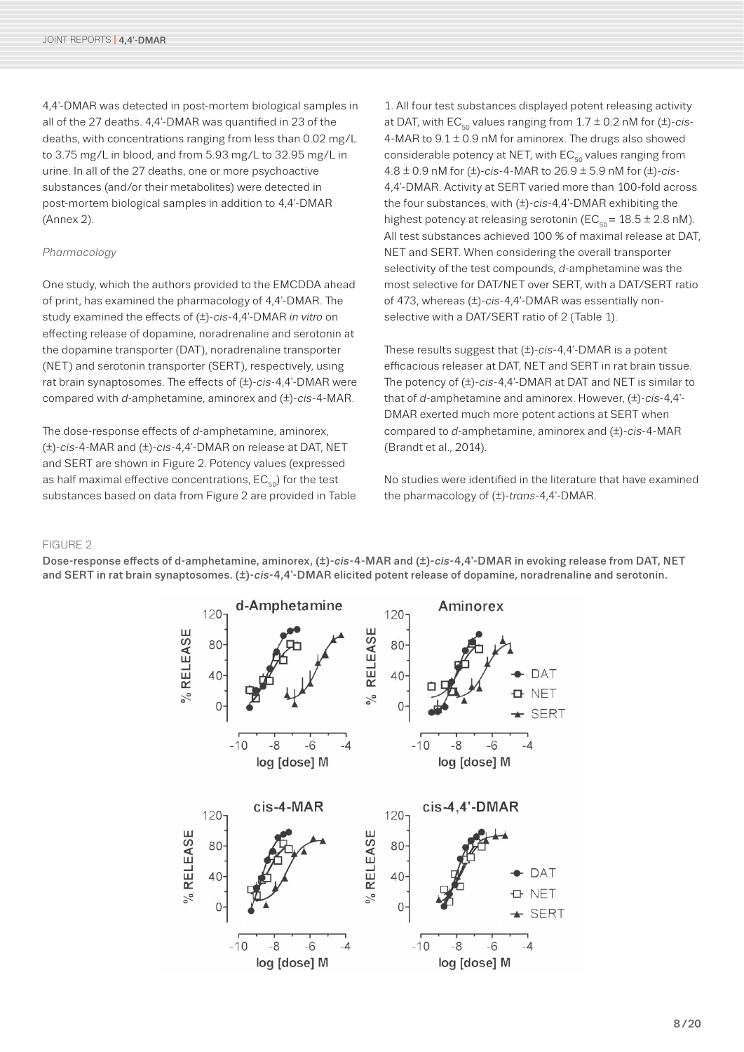4,4'-DMAR was detected in post-mortem biological samples in all of the 27 deaths. 4,4'-DMAR was quantified in 23 of the deaths, with concentrations ranging from less than 0.02 mg/L to 3.75 mg/L in blood, and from 5.93 mg/L to 32.95 mg/L in urine. In all of the 27 deaths, one or more psychoactive substances (and/or their metabolites) were detected in post-mortem biological samples in addition to 4,4'-DMAR (Annex 2).

*Pharmacology*

One study, which the authors provided to the EMCDDA ahead of print, has examined the pharmacology of 4,4'-DMAR. The study examined the effects of (±)-*cis*-4,4'-DMAR *in vitro* on effecting release of dopamine, noradrenaline and serotonin at the dopamine transporter (DAT), noradrenaline transporter (NET) and serotonin transporter (SERT), respectively, using rat brain synaptosomes. The effects of (±)-*cis*-4,4'-DMAR were compared with *d*-amphetamine, aminorex and (±)-*cis*-4-MAR.

The dose-response effects of *d*-amphetamine, aminorex, (±)-*cis*-4-MAR and (±)-*cis*-4,4'-DMAR on release at DAT, NET and SERT are shown in Figure 2. Potency values (expressed as half maximal effective concentrations, $EC_{50}$) for the test substances based on data from Figure 2 are provided in Table 1. All four test substances displayed potent releasing activity at DAT, with $EC_{50}$ values ranging from 1.7 ± 0.2 nM for (±)-*cis*-4-MAR to 9.1 ± 0.9 nM for aminorex. The drugs also showed considerable potency at NET, with $EC_{50}$ values ranging from 4.8 ± 0.9 nM for (±)-*cis*-4-MAR to 26.9 ± 5.9 nM for (±)-*cis*-4,4'-DMAR. Activity at SERT varied more than 100-fold across the four substances, with (±)-*cis*-4,4'-DMAR exhibiting the highest potency at releasing serotonin ($EC_{50}$ = 18.5 ± 2.8 nM). All test substances achieved 100 % of maximal release at DAT, NET and SERT. When considering the overall transporter selectivity of the test compounds, *d*-amphetamine was the most selective for DAT/NET over SERT, with a DAT/SERT ratio of 473, whereas (±)-*cis*-4,4'-DMAR was essentially non-selective with a DAT/SERT ratio of 2 (Table 1).

These results suggest that (±)-*cis*-4,4'-DMAR is a potent efficacious releaser at DAT, NET and SERT in rat brain tissue. The potency of (±)-*cis*-4,4'-DMAR at DAT and NET is similar to that of *d*-amphetamine and aminorex. However, (±)-*cis*-4,4'-DMAR exerted much more potent actions at SERT when compared to *d*-amphetamine, aminorex and (±)-*cis*-4-MAR (Brandt et al., 2014).

No studies were identified in the literature that have examined the pharmacology of (±)-*trans*-4,4'-DMAR.

FIGURE 2

**Dose-response effects of d-amphetamine, aminorex, (±)-*cis*-4-MAR and (±)-*cis*-4,4'-DMAR in evoking release from DAT, NET and SERT in rat brain synaptosomes. (±)-*cis*-4,4'-DMAR elicited potent release of dopamine, noradrenaline and serotonin.**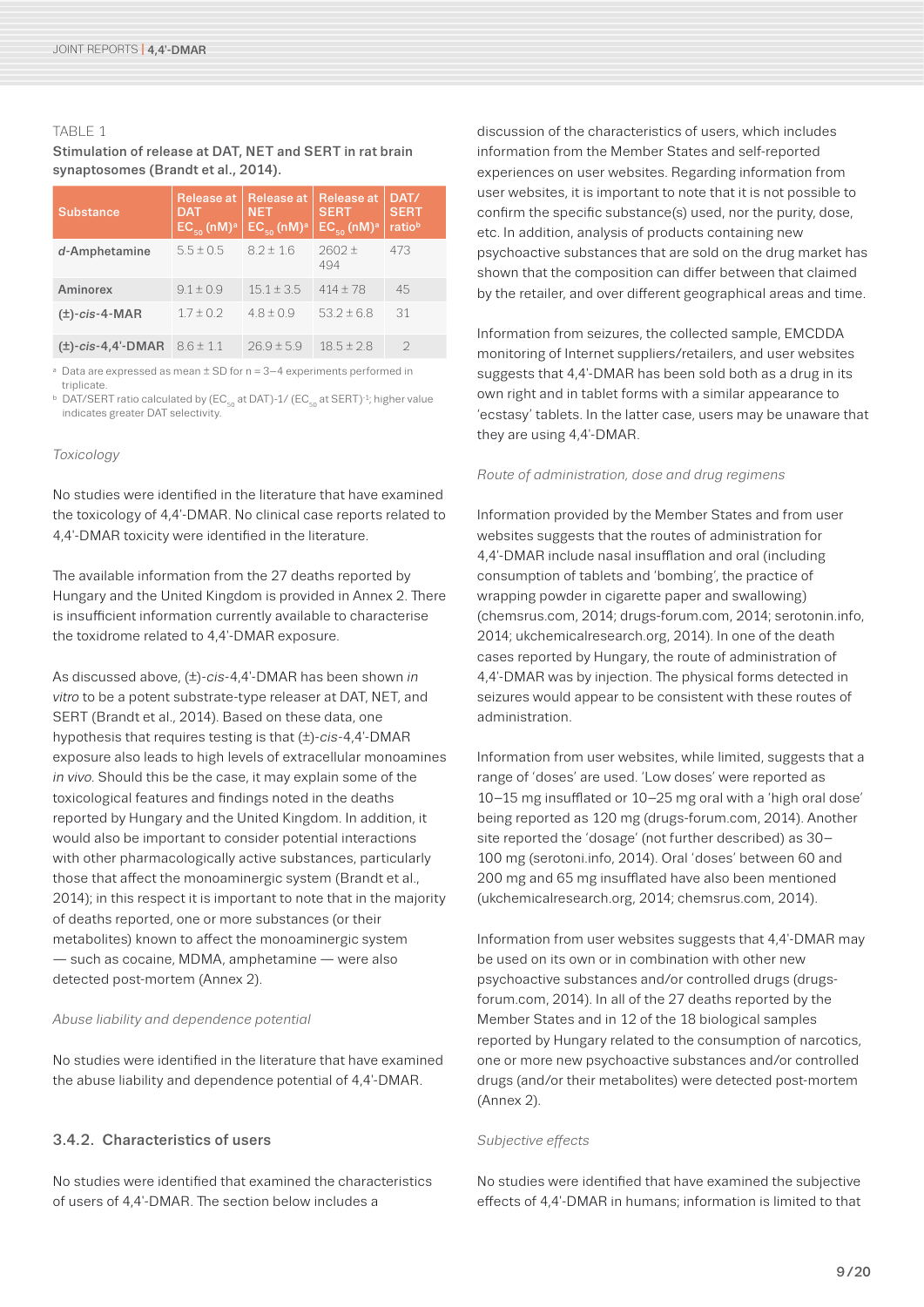TABLE 1

**Stimulation of release at DAT, NET and SERT in rat brain synaptosomes (Brandt et al., 2014).**

| Substance | Release at DAT $EC_{50}$ (nM)[a] | Release at NET $EC_{50}$ (nM)[a] | Release at SERT $EC_{50}$ (nM)[a] | DAT/SERT ratio[b] |
|---|---|---|---|---|
| *d*-Amphetamine | 5.5 ± 0.5 | 8.2 ± 1.6 | 2602 ± 494 | 473 |
| Aminorex | 9.1 ± 0.9 | 15.1 ± 3.5 | 414 ± 78 | 45 |
| (±)-*cis*-4-MAR | 1.7 ± 0.2 | 4.8 ± 0.9 | 53.2 ± 6.8 | 31 |
| (±)-*cis*-4,4'-DMAR | 8.6 ± 1.1 | 26.9 ± 5.9 | 18.5 ± 2.8 | 2 |

[a] Data are expressed as mean ± SD for n = 3–4 experiments performed in triplicate.

[b] DAT/SERT ratio calculated by ($EC_{50}$ at DAT)-1/ ($EC_{50}$ at SERT)-1; higher value indicates greater DAT selectivity.

*Toxicology*

No studies were identified in the literature that have examined the toxicology of 4,4'-DMAR. No clinical case reports related to 4,4'-DMAR toxicity were identified in the literature.

The available information from the 27 deaths reported by Hungary and the United Kingdom is provided in Annex 2. There is insufficient information currently available to characterise the toxidrome related to 4,4'-DMAR exposure.

As discussed above, (±)-*cis*-4,4'-DMAR has been shown *in vitro* to be a potent substrate-type releaser at DAT, NET, and SERT (Brandt et al., 2014). Based on these data, one hypothesis that requires testing is that (±)-*cis*-4,4'-DMAR exposure also leads to high levels of extracellular monoamines *in vivo*. Should this be the case, it may explain some of the toxicological features and findings noted in the deaths reported by Hungary and the United Kingdom. In addition, it would also be important to consider potential interactions with other pharmacologically active substances, particularly those that affect the monoaminergic system (Brandt et al., 2014); in this respect it is important to note that in the majority of deaths reported, one or more substances (or their metabolites) known to affect the monoaminergic system — such as cocaine, MDMA, amphetamine — were also detected post-mortem (Annex 2).

*Abuse liability and dependence potential*

No studies were identified in the literature that have examined the abuse liability and dependence potential of 4,4'-DMAR.

### 3.4.2. Characteristics of users

No studies were identified that examined the characteristics of users of 4,4'-DMAR. The section below includes a discussion of the characteristics of users, which includes information from the Member States and self-reported experiences on user websites. Regarding information from user websites, it is important to note that it is not possible to confirm the specific substance(s) used, nor the purity, dose, etc. In addition, analysis of products containing new psychoactive substances that are sold on the drug market has shown that the composition can differ between that claimed by the retailer, and over different geographical areas and time.

Information from seizures, the collected sample, EMCDDA monitoring of Internet suppliers/retailers, and user websites suggests that 4,4'-DMAR has been sold both as a drug in its own right and in tablet forms with a similar appearance to 'ecstasy' tablets. In the latter case, users may be unaware that they are using 4,4'-DMAR.

*Route of administration, dose and drug regimens*

Information provided by the Member States and from user websites suggests that the routes of administration for 4,4'-DMAR include nasal insufflation and oral (including consumption of tablets and 'bombing', the practice of wrapping powder in cigarette paper and swallowing) (chemsrus.com, 2014; drugs-forum.com, 2014; serotonin.info, 2014; ukchemicalresearch.org, 2014). In one of the death cases reported by Hungary, the route of administration of 4,4'-DMAR was by injection. The physical forms detected in seizures would appear to be consistent with these routes of administration.

Information from user websites, while limited, suggests that a range of 'doses' are used. 'Low doses' were reported as 10–15 mg insufflated or 10–25 mg oral with a 'high oral dose' being reported as 120 mg (drugs-forum.com, 2014). Another site reported the 'dosage' (not further described) as 30–100 mg (serotoni.info, 2014). Oral 'doses' between 60 and 200 mg and 65 mg insufflated have also been mentioned (ukchemicalresearch.org, 2014; chemsrus.com, 2014).

Information from user websites suggests that 4,4'-DMAR may be used on its own or in combination with other new psychoactive substances and/or controlled drugs (drugs-forum.com, 2014). In all of the 27 deaths reported by the Member States and in 12 of the 18 biological samples reported by Hungary related to the consumption of narcotics, one or more new psychoactive substances and/or controlled drugs (and/or their metabolites) were detected post-mortem (Annex 2).

*Subjective effects*

No studies were identified that have examined the subjective effects of 4,4'-DMAR in humans; information is limited to that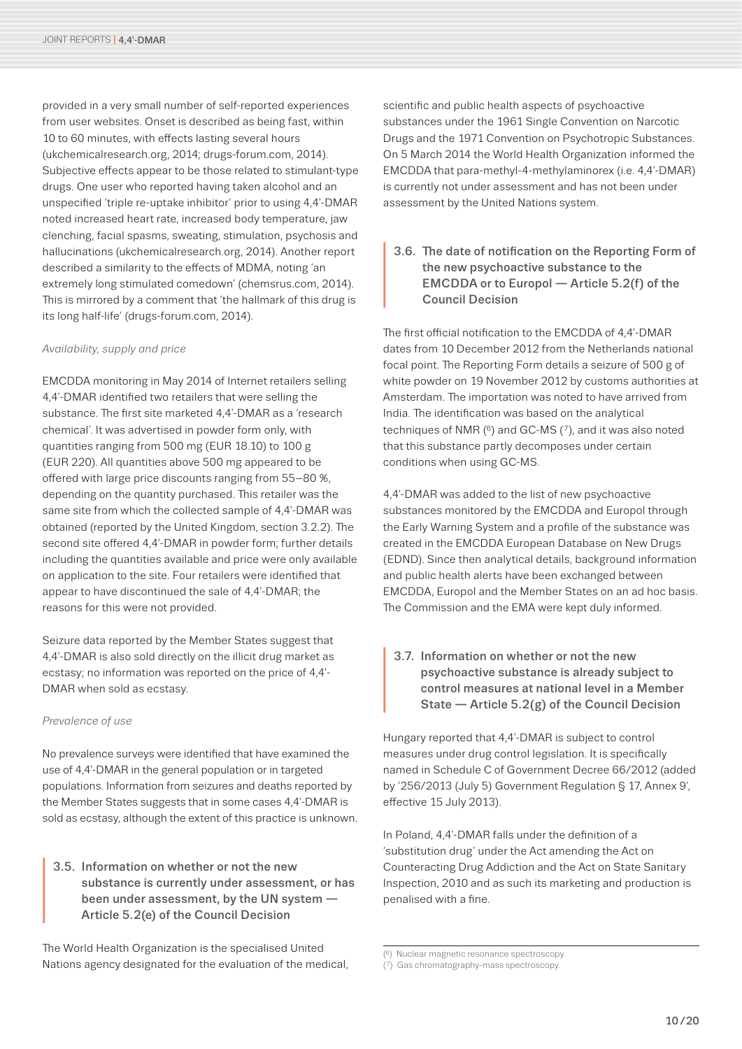provided in a very small number of self-reported experiences from user websites. Onset is described as being fast, within 10 to 60 minutes, with effects lasting several hours (ukchemicalresearch.org, 2014; drugs-forum.com, 2014). Subjective effects appear to be those related to stimulant-type drugs. One user who reported having taken alcohol and an unspecified 'triple re-uptake inhibitor' prior to using 4,4'-DMAR noted increased heart rate, increased body temperature, jaw clenching, facial spasms, sweating, stimulation, psychosis and hallucinations (ukchemicalresearch.org, 2014). Another report described a similarity to the effects of MDMA, noting 'an extremely long stimulated comedown' (chemsrus.com, 2014). This is mirrored by a comment that 'the hallmark of this drug is its long half-life' (drugs-forum.com, 2014).

*Availability, supply and price*

EMCDDA monitoring in May 2014 of Internet retailers selling 4,4'-DMAR identified two retailers that were selling the substance. The first site marketed 4,4'-DMAR as a 'research chemical'. It was advertised in powder form only, with quantities ranging from 500 mg (EUR 18.10) to 100 g (EUR 220). All quantities above 500 mg appeared to be offered with large price discounts ranging from 55–80 %, depending on the quantity purchased. This retailer was the same site from which the collected sample of 4,4'-DMAR was obtained (reported by the United Kingdom, section 3.2.2). The second site offered 4,4'-DMAR in powder form; further details including the quantities available and price were only available on application to the site. Four retailers were identified that appear to have discontinued the sale of 4,4'-DMAR; the reasons for this were not provided.

Seizure data reported by the Member States suggest that 4,4'-DMAR is also sold directly on the illicit drug market as ecstasy; no information was reported on the price of 4,4'-DMAR when sold as ecstasy.

*Prevalence of use*

No prevalence surveys were identified that have examined the use of 4,4'-DMAR in the general population or in targeted populations. Information from seizures and deaths reported by the Member States suggests that in some cases 4,4'-DMAR is sold as ecstasy, although the extent of this practice is unknown.

### 3.5. Information on whether or not the new substance is currently under assessment, or has been under assessment, by the UN system — Article 5.2(e) of the Council Decision

The World Health Organization is the specialised United Nations agency designated for the evaluation of the medical, scientific and public health aspects of psychoactive substances under the 1961 Single Convention on Narcotic Drugs and the 1971 Convention on Psychotropic Substances. On 5 March 2014 the World Health Organization informed the EMCDDA that para-methyl-4-methylaminorex (i.e. 4,4'-DMAR) is currently not under assessment and has not been under assessment by the United Nations system.

### 3.6. The date of notification on the Reporting Form of the new psychoactive substance to the EMCDDA or to Europol — Article 5.2(f) of the Council Decision

The first official notification to the EMCDDA of 4,4'-DMAR dates from 10 December 2012 from the Netherlands national focal point. The Reporting Form details a seizure of 500 g of white powder on 19 November 2012 by customs authorities at Amsterdam. The importation was noted to have arrived from India. The identification was based on the analytical techniques of NMR ([6]) and GC-MS ([7]), and it was also noted that this substance partly decomposes under certain conditions when using GC-MS.

4,4'-DMAR was added to the list of new psychoactive substances monitored by the EMCDDA and Europol through the Early Warning System and a profile of the substance was created in the EMCDDA European Database on New Drugs (EDND). Since then analytical details, background information and public health alerts have been exchanged between EMCDDA, Europol and the Member States on an ad hoc basis. The Commission and the EMA were kept duly informed.

### 3.7. Information on whether or not the new psychoactive substance is already subject to control measures at national level in a Member State — Article 5.2(g) of the Council Decision

Hungary reported that 4,4'-DMAR is subject to control measures under drug control legislation. It is specifically named in Schedule C of Government Decree 66/2012 (added by '256/2013 (July 5) Government Regulation § 17, Annex 9', effective 15 July 2013).

In Poland, 4,4'-DMAR falls under the definition of a 'substitution drug' under the Act amending the Act on Counteracting Drug Addiction and the Act on State Sanitary Inspection, 2010 and as such its marketing and production is penalised with a fine.

---

([6]) Nuclear magnetic resonance spectroscopy.
([7]) Gas chromatography-mass spectroscopy.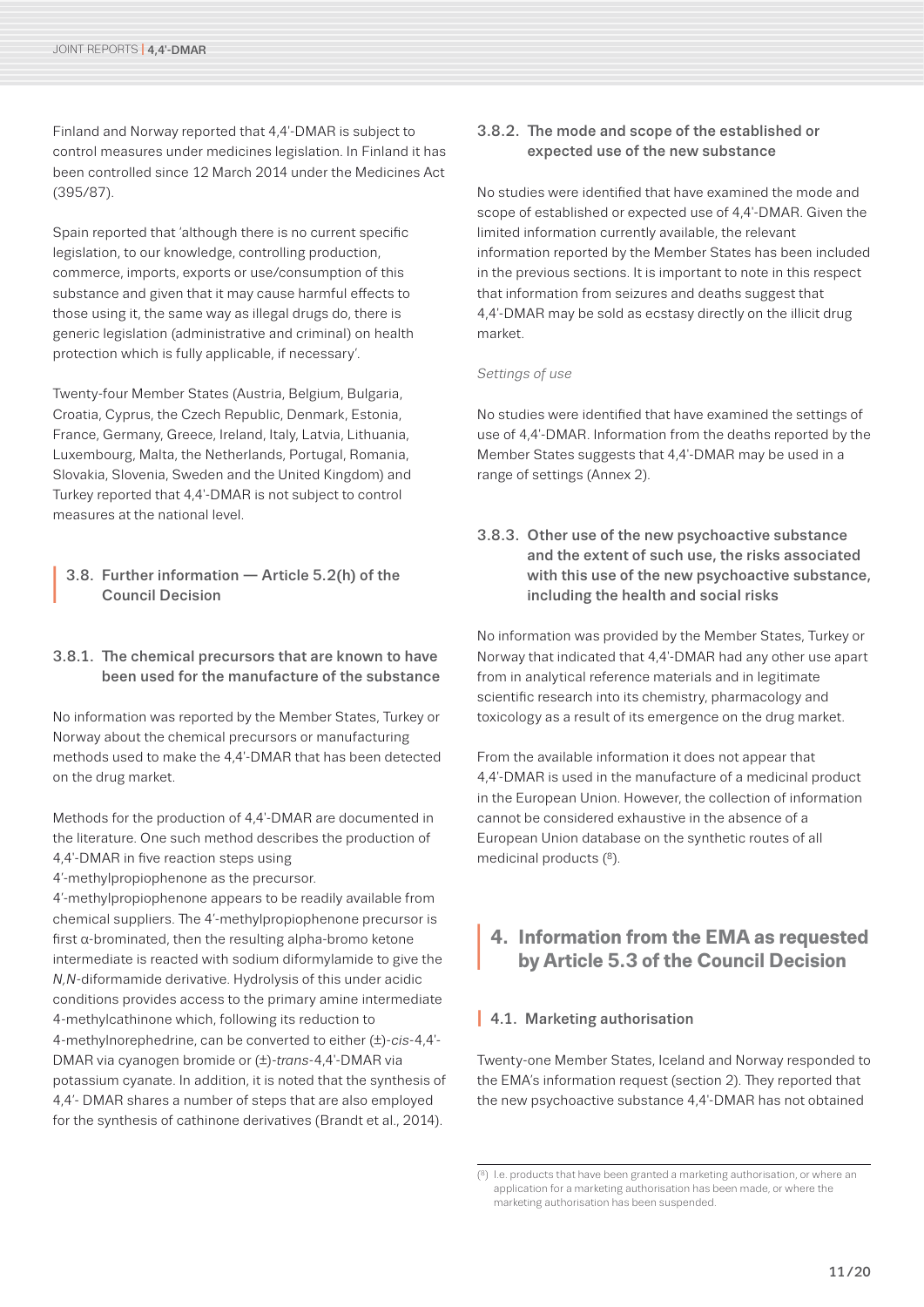Finland and Norway reported that 4,4'-DMAR is subject to control measures under medicines legislation. In Finland it has been controlled since 12 March 2014 under the Medicines Act (395/87).

Spain reported that 'although there is no current specific legislation, to our knowledge, controlling production, commerce, imports, exports or use/consumption of this substance and given that it may cause harmful effects to those using it, the same way as illegal drugs do, there is generic legislation (administrative and criminal) on health protection which is fully applicable, if necessary'.

Twenty-four Member States (Austria, Belgium, Bulgaria, Croatia, Cyprus, the Czech Republic, Denmark, Estonia, France, Germany, Greece, Ireland, Italy, Latvia, Lithuania, Luxembourg, Malta, the Netherlands, Portugal, Romania, Slovakia, Slovenia, Sweden and the United Kingdom) and Turkey reported that 4,4'-DMAR is not subject to control measures at the national level.

## 3.8. Further information — Article 5.2(h) of the Council Decision

### 3.8.1. The chemical precursors that are known to have been used for the manufacture of the substance

No information was reported by the Member States, Turkey or Norway about the chemical precursors or manufacturing methods used to make the 4,4'-DMAR that has been detected on the drug market.

Methods for the production of 4,4'-DMAR are documented in the literature. One such method describes the production of 4,4'-DMAR in five reaction steps using 4'-methylpropiophenone as the precursor. 4'-methylpropiophenone appears to be readily available from chemical suppliers. The 4'-methylpropiophenone precursor is first α-brominated, then the resulting alpha-bromo ketone intermediate is reacted with sodium diformylamide to give the *N,N*-diformamide derivative. Hydrolysis of this under acidic conditions provides access to the primary amine intermediate 4-methylcathinone which, following its reduction to 4-methylnorephedrine, can be converted to either (±)-*cis*-4,4'-DMAR via cyanogen bromide or (±)-*trans*-4,4'-DMAR via potassium cyanate. In addition, it is noted that the synthesis of 4,4'- DMAR shares a number of steps that are also employed for the synthesis of cathinone derivatives (Brandt et al., 2014).

### 3.8.2. The mode and scope of the established or expected use of the new substance

No studies were identified that have examined the mode and scope of established or expected use of 4,4'-DMAR. Given the limited information currently available, the relevant information reported by the Member States has been included in the previous sections. It is important to note in this respect that information from seizures and deaths suggest that 4,4'-DMAR may be sold as ecstasy directly on the illicit drug market.

*Settings of use*

No studies were identified that have examined the settings of use of 4,4'-DMAR. Information from the deaths reported by the Member States suggests that 4,4'-DMAR may be used in a range of settings (Annex 2).

### 3.8.3. Other use of the new psychoactive substance and the extent of such use, the risks associated with this use of the new psychoactive substance, including the health and social risks

No information was provided by the Member States, Turkey or Norway that indicated that 4,4'-DMAR had any other use apart from in analytical reference materials and in legitimate scientific research into its chemistry, pharmacology and toxicology as a result of its emergence on the drug market.

From the available information it does not appear that 4,4'-DMAR is used in the manufacture of a medicinal product in the European Union. However, the collection of information cannot be considered exhaustive in the absence of a European Union database on the synthetic routes of all medicinal products [8].

# 4. Information from the EMA as requested by Article 5.3 of the Council Decision

## 4.1. Marketing authorisation

Twenty-one Member States, Iceland and Norway responded to the EMA's information request (section 2). They reported that the new psychoactive substance 4,4'-DMAR has not obtained

[8] I.e. products that have been granted a marketing authorisation, or where an application for a marketing authorisation has been made, or where the marketing authorisation has been suspended.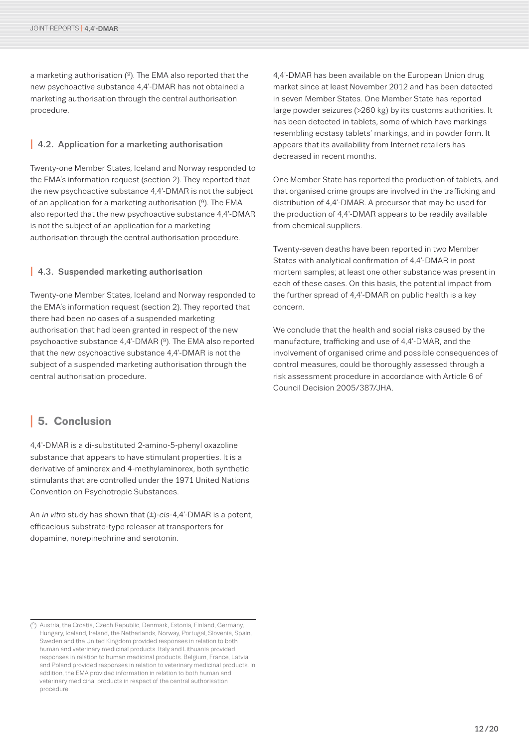a marketing authorisation ([9]). The EMA also reported that the new psychoactive substance 4,4'-DMAR has not obtained a marketing authorisation through the central authorisation procedure.

### 4.2. Application for a marketing authorisation

Twenty-one Member States, Iceland and Norway responded to the EMA's information request (section 2). They reported that the new psychoactive substance 4,4'-DMAR is not the subject of an application for a marketing authorisation ([9]). The EMA also reported that the new psychoactive substance 4,4'-DMAR is not the subject of an application for a marketing authorisation through the central authorisation procedure.

### 4.3. Suspended marketing authorisation

Twenty-one Member States, Iceland and Norway responded to the EMA's information request (section 2). They reported that there had been no cases of a suspended marketing authorisation that had been granted in respect of the new psychoactive substance 4,4'-DMAR ([9]). The EMA also reported that the new psychoactive substance 4,4'-DMAR is not the subject of a suspended marketing authorisation through the central authorisation procedure.

## 5. Conclusion

4,4'-DMAR is a di-substituted 2-amino-5-phenyl oxazoline substance that appears to have stimulant properties. It is a derivative of aminorex and 4-methylaminorex, both synthetic stimulants that are controlled under the 1971 United Nations Convention on Psychotropic Substances.

An *in vitro* study has shown that (±)-*cis*-4,4'-DMAR is a potent, efficacious substrate-type releaser at transporters for dopamine, norepinephrine and serotonin.

4,4'-DMAR has been available on the European Union drug market since at least November 2012 and has been detected in seven Member States. One Member State has reported large powder seizures (>260 kg) by its customs authorities. It has been detected in tablets, some of which have markings resembling ecstasy tablets' markings, and in powder form. It appears that its availability from Internet retailers has decreased in recent months.

One Member State has reported the production of tablets, and that organised crime groups are involved in the trafficking and distribution of 4,4'-DMAR. A precursor that may be used for the production of 4,4'-DMAR appears to be readily available from chemical suppliers.

Twenty-seven deaths have been reported in two Member States with analytical confirmation of 4,4'-DMAR in post mortem samples; at least one other substance was present in each of these cases. On this basis, the potential impact from the further spread of 4,4'-DMAR on public health is a key concern.

We conclude that the health and social risks caused by the manufacture, trafficking and use of 4,4'-DMAR, and the involvement of organised crime and possible consequences of control measures, could be thoroughly assessed through a risk assessment procedure in accordance with Article 6 of Council Decision 2005/387/JHA.

---

([9]) Austria, the Croatia, Czech Republic, Denmark, Estonia, Finland, Germany, Hungary, Iceland, Ireland, the Netherlands, Norway, Portugal, Slovenia, Spain, Sweden and the United Kingdom provided responses in relation to both human and veterinary medicinal products. Italy and Lithuania provided responses in relation to human medicinal products. Belgium, France, Latvia and Poland provided responses in relation to veterinary medicinal products. In addition, the EMA provided information in relation to both human and veterinary medicinal products in respect of the central authorisation procedure.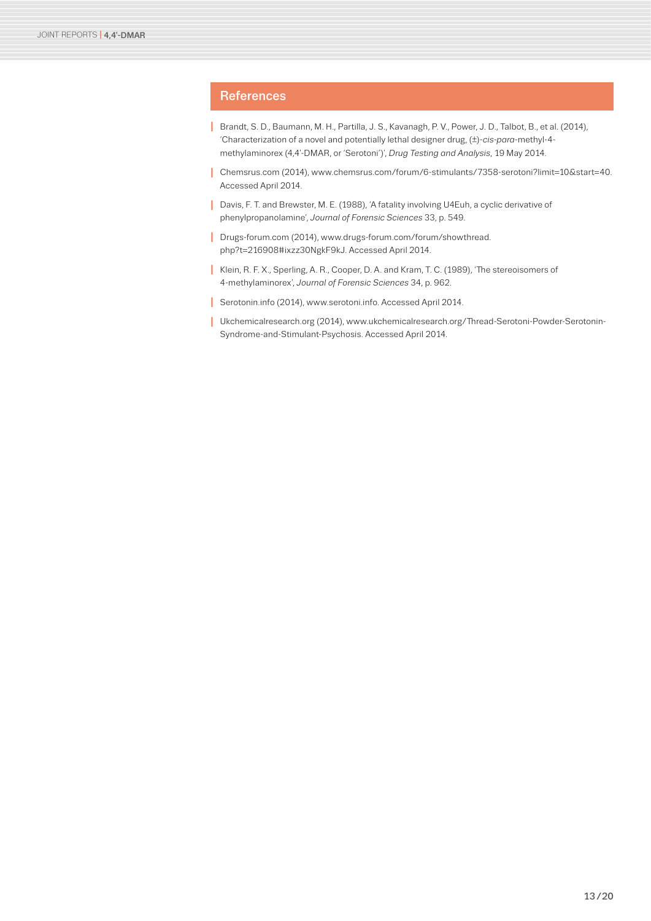## References

- Brandt, S. D., Baumann, M. H., Partilla, J. S., Kavanagh, P. V., Power, J. D., Talbot, B., et al. (2014), 'Characterization of a novel and potentially lethal designer drug, (±)-*cis-para*-methyl-4-methylaminorex (4,4'-DMAR, or 'Serotoni')', *Drug Testing and Analysis*, 19 May 2014.
- Chemsrus.com (2014), www.chemsrus.com/forum/6-stimulants/7358-serotoni?limit=10&start=40. Accessed April 2014.
- Davis, F. T. and Brewster, M. E. (1988), 'A fatality involving U4Euh, a cyclic derivative of phenylpropanolamine', *Journal of Forensic Sciences* 33, p. 549.
- Drugs-forum.com (2014), www.drugs-forum.com/forum/showthread.php?t=216908#ixzz30NgkF9kJ. Accessed April 2014.
- Klein, R. F. X., Sperling, A. R., Cooper, D. A. and Kram, T. C. (1989), 'The stereoisomers of 4-methylaminorex', *Journal of Forensic Sciences* 34, p. 962.
- Serotonin.info (2014), www.serotoni.info. Accessed April 2014.
- Ukchemicalresearch.org (2014), www.ukchemicalresearch.org/Thread-Serotoni-Powder-Serotonin-Syndrome-and-Stimulant-Psychosis. Accessed April 2014.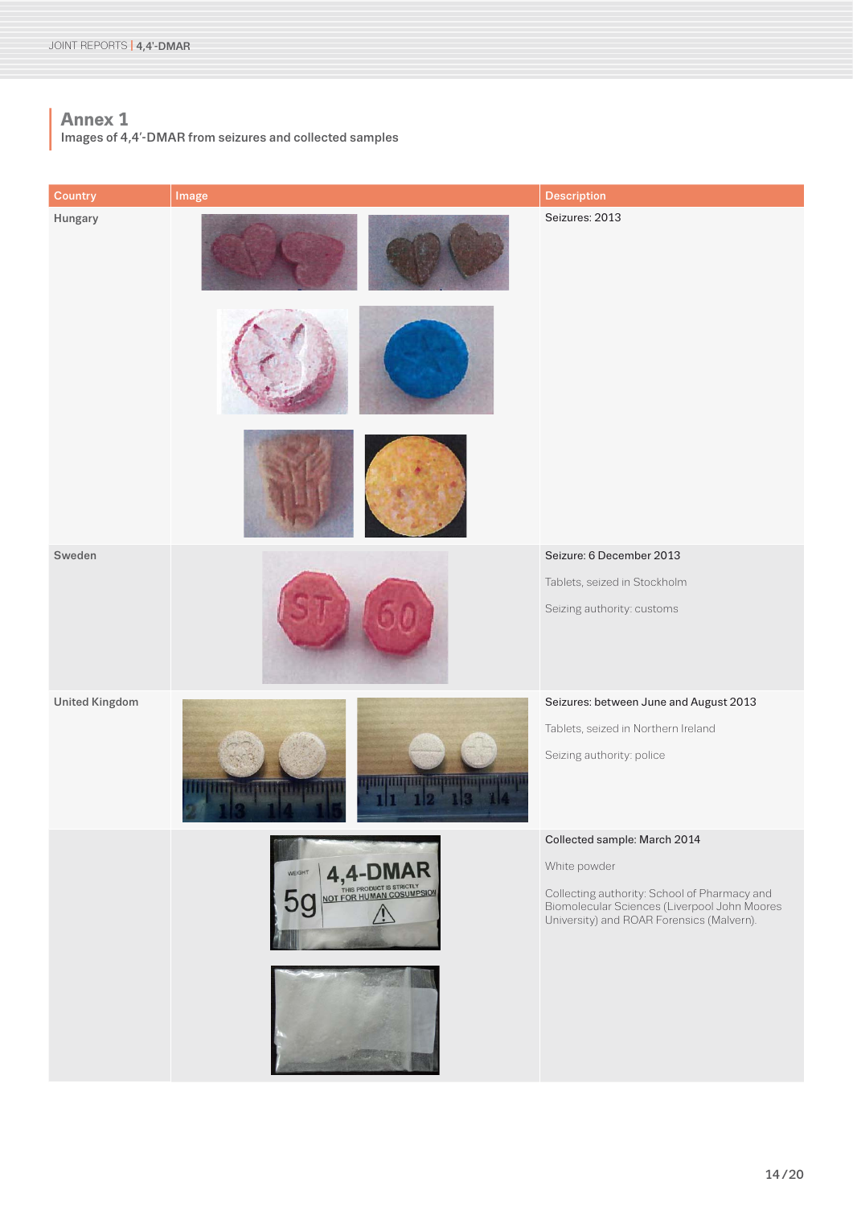## Annex 1

Images of 4,4′-DMAR from seizures and collected samples

| Country | Image | Description |
|---|---|---|
| Hungary | | Seizures: 2013 |
| Sweden | | Seizure: 6 December 2013<br><br>Tablets, seized in Stockholm<br><br>Seizing authority: customs |
| United Kingdom | | Seizures: between June and August 2013<br><br>Tablets, seized in Northern Ireland<br><br>Seizing authority: police |
| | | Collected sample: March 2014<br><br>White powder<br><br>Collecting authority: School of Pharmacy and Biomolecular Sciences (Liverpool John Moores University) and ROAR Forensics (Malvern). |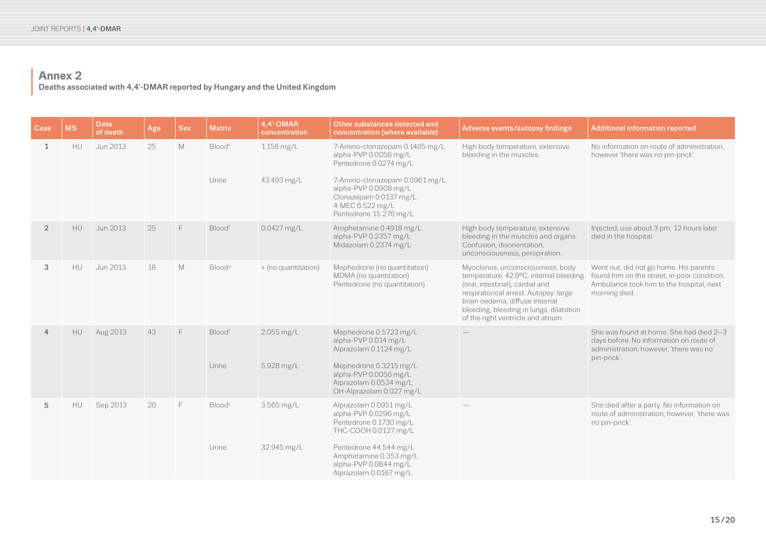## Annex 2

Deaths associated with 4,4'-DMAR reported by Hungary and the United Kingdom

| Case | MS | Date of death | Age | Sex | Matrix | 4,4'-DMAR concentration | Other substances detected and concentration (where available) | Adverse events/autopsy findings | Additional information reported |
|---|---|---|---|---|---|---|---|---|---|
| 1 | HU | Jun 2013 | 25 | M | Blood[f] | 1.158 mg/L | 7-Amino-clonazepam 0.1405 mg/L<br>alpha-PVP 0.0056 mg/L<br>Pentedrone 0.0274 mg/L | High body temperature, extensive bleeding in the muscles. | No information on route of administration, however 'there was no pin-prick'. |
| | | | | | Urine | 43.493 mg/L | 7-Amino-clonazepam 0.0961 mg/L<br>alpha-PVP 0.0908 mg/L<br>Clonazepam 0.0137 mg/L<br>4-MEC 6.522 mg/L<br>Pentedrone 15.276 mg/L | | |
| 2 | HU | Jun 2013 | 25 | F | Blood[f] | 0.0427 mg/L | Amphetamine 0.4918 mg/L<br>alpha-PVP 0.2357 mg/L<br>Midazolam 0.2374 mg/L | High body temperature, extensive bleeding in the muscles and organs. Confusion, disorientation, unconsciousness, perspiration. | Injected, use about 3 pm, 12 hours later died in the hospital. |
| 3 | HU | Jun 2013 | 18 | M | Blood[u] | + (no quantitation) | Mephedrone (no quantitation)<br>MDMA (no quantitation)<br>Pentedrone (no quantitation) | Myoclonus, unconsciousness, body temperature: 42.9°C, internal bleeding (oral, intestinal), cardial and respiratorical arrest. Autopsy: large brain oedema, diffuse internal bleeding, bleeding in lungs, dilatation of the right ventricle and atrium. | Went out, did not go home. His parents found him on the street, in poor condition. Ambulance took him to the hospital, next morning died. |
| 4 | HU | Aug 2013 | 43 | F | Blood[f] | 2.055 mg/L | Mephedrone 0.5723 mg/L<br>alpha-PVP 0.014 mg/L<br>Alprazolam 0.1124 mg/L | — | She was found at home. She had died 2–3 days before. No information on route of administration; however, 'there was no pin-prick'. |
| | | | | | Urine | 5.928 mg/L | Mephedrone 0.3215 mg/L<br>alpha-PVP 0.0056 mg/L<br>Alprazolam 0.0534 mg/L<br>OH-Alprazolam 0.027 mg/L | | |
| 5 | HU | Sep 2013 | 20 | F | Blood[f] | 3.565 mg/L | Alprazolam 0.0951 mg/L<br>alpha-PVP 0.0296 mg/L<br>Pentedrone 0.1730 mg/L<br>THC-COOH 0.0127 mg/L | — | She died after a party. No information on route of administration; however, 'there was no pin-prick'. |
| | | | | | Urine | 32.945 mg/L | Pentedrone 44.544 mg/L<br>Amphetamine 0.353 mg/L<br>alpha-PVP 0.0844 mg/L<br>Alprazolam 0.0167 mg/L | | |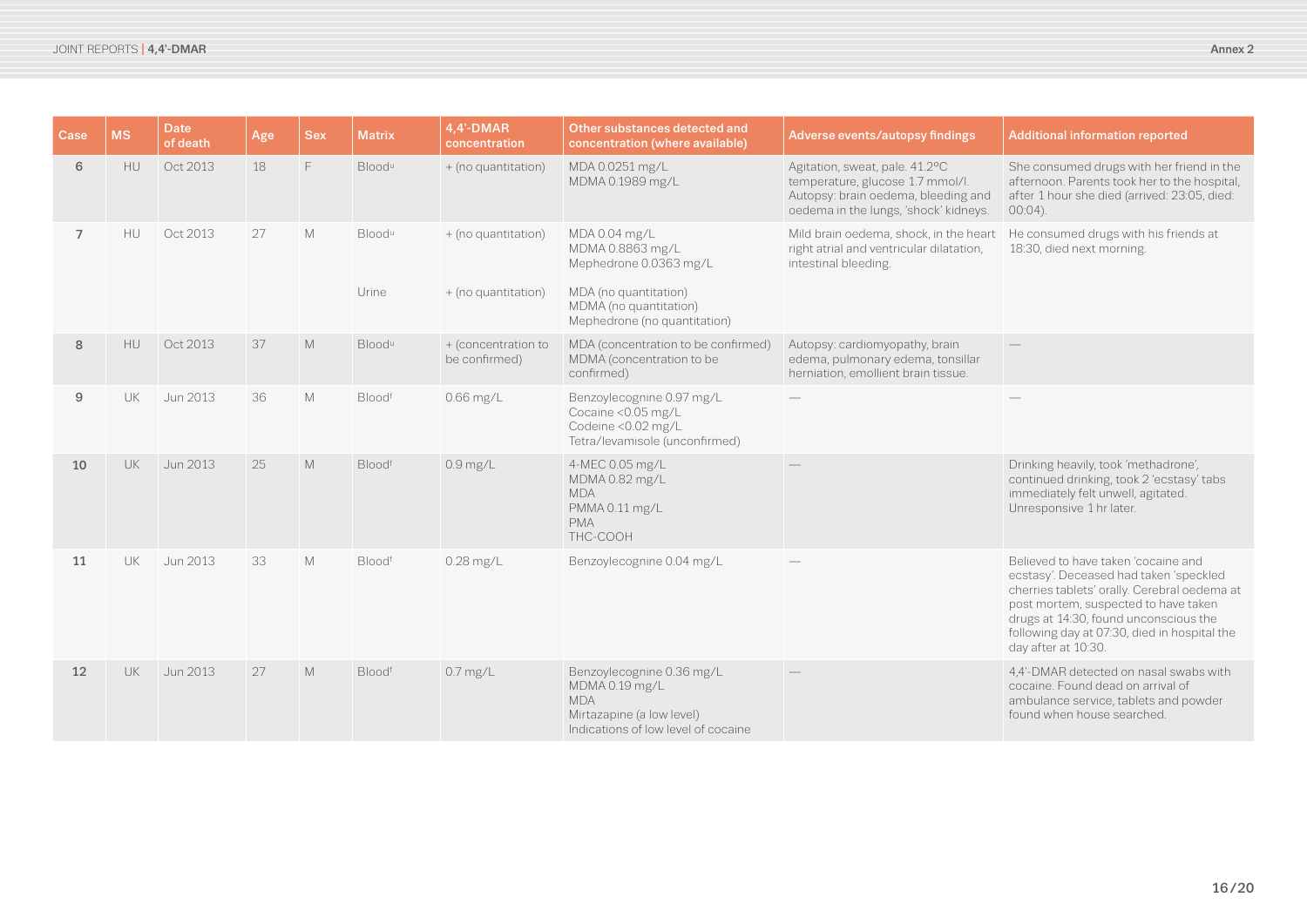| Case | MS | Date of death | Age | Sex | Matrix | 4,4'-DMAR concentration | Other substances detected and concentration (where available) | Adverse events/autopsy findings | Additional information reported |
|---|---|---|---|---|---|---|---|---|---|
| 6 | HU | Oct 2013 | 18 | F | Blood[u] | + (no quantitation) | MDA 0.0251 mg/L<br>MDMA 0.1989 mg/L | Agitation, sweat, pale. 41.2ºC temperature, glucose 1.7 mmol/l. Autopsy: brain oedema, bleeding and oedema in the lungs, 'shock' kidneys. | She consumed drugs with her friend in the afternoon. Parents took her to the hospital, after 1 hour she died (arrived: 23:05, died: 00:04). |
| 7 | HU | Oct 2013 | 27 | M | Blood[u] | + (no quantitation) | MDA 0.04 mg/L<br>MDMA 0.8863 mg/L<br>Mephedrone 0.0363 mg/L | Mild brain oedema, shock, in the heart right atrial and ventricular dilatation, intestinal bleeding. | He consumed drugs with his friends at 18:30, died next morning. |
| | | | | | Urine | + (no quantitation) | MDA (no quantitation)<br>MDMA (no quantitation)<br>Mephedrone (no quantitation) | | |
| 8 | HU | Oct 2013 | 37 | M | Blood[u] | + (concentration to be confirmed) | MDA (concentration to be confirmed)<br>MDMA (concentration to be confirmed) | Autopsy: cardiomyopathy, brain edema, pulmonary edema, tonsillar herniation, emollient brain tissue. | — |
| 9 | UK | Jun 2013 | 36 | M | Blood[f] | 0.66 mg/L | Benzoylecognine 0.97 mg/L<br>Cocaine <0.05 mg/L<br>Codeine <0.02 mg/L<br>Tetra/levamisole (unconfirmed) | — | — |
| 10 | UK | Jun 2013 | 25 | M | Blood[f] | 0.9 mg/L | 4-MEC 0.05 mg/L<br>MDMA 0.82 mg/L<br>MDA<br>PMMA 0.11 mg/L<br>PMA<br>THC-COOH | — | Drinking heavily, took 'methadrone', continued drinking, took 2 'ecstasy' tabs immediately felt unwell, agitated. Unresponsive 1 hr later. |
| 11 | UK | Jun 2013 | 33 | M | Blood[f] | 0.28 mg/L | Benzoylecognine 0.04 mg/L | — | Believed to have taken 'cocaine and ecstasy'. Deceased had taken 'speckled cherries tablets' orally. Cerebral oedema at post mortem, suspected to have taken drugs at 14:30, found unconscious the following day at 07:30, died in hospital the day after at 10:30. |
| 12 | UK | Jun 2013 | 27 | M | Blood[f] | 0.7 mg/L | Benzoylecognine 0.36 mg/L<br>MDMA 0.19 mg/L<br>MDA<br>Mirtazapine (a low level)<br>Indications of low level of cocaine | — | 4,4'-DMAR detected on nasal swabs with cocaine. Found dead on arrival of ambulance service, tablets and powder found when house searched. |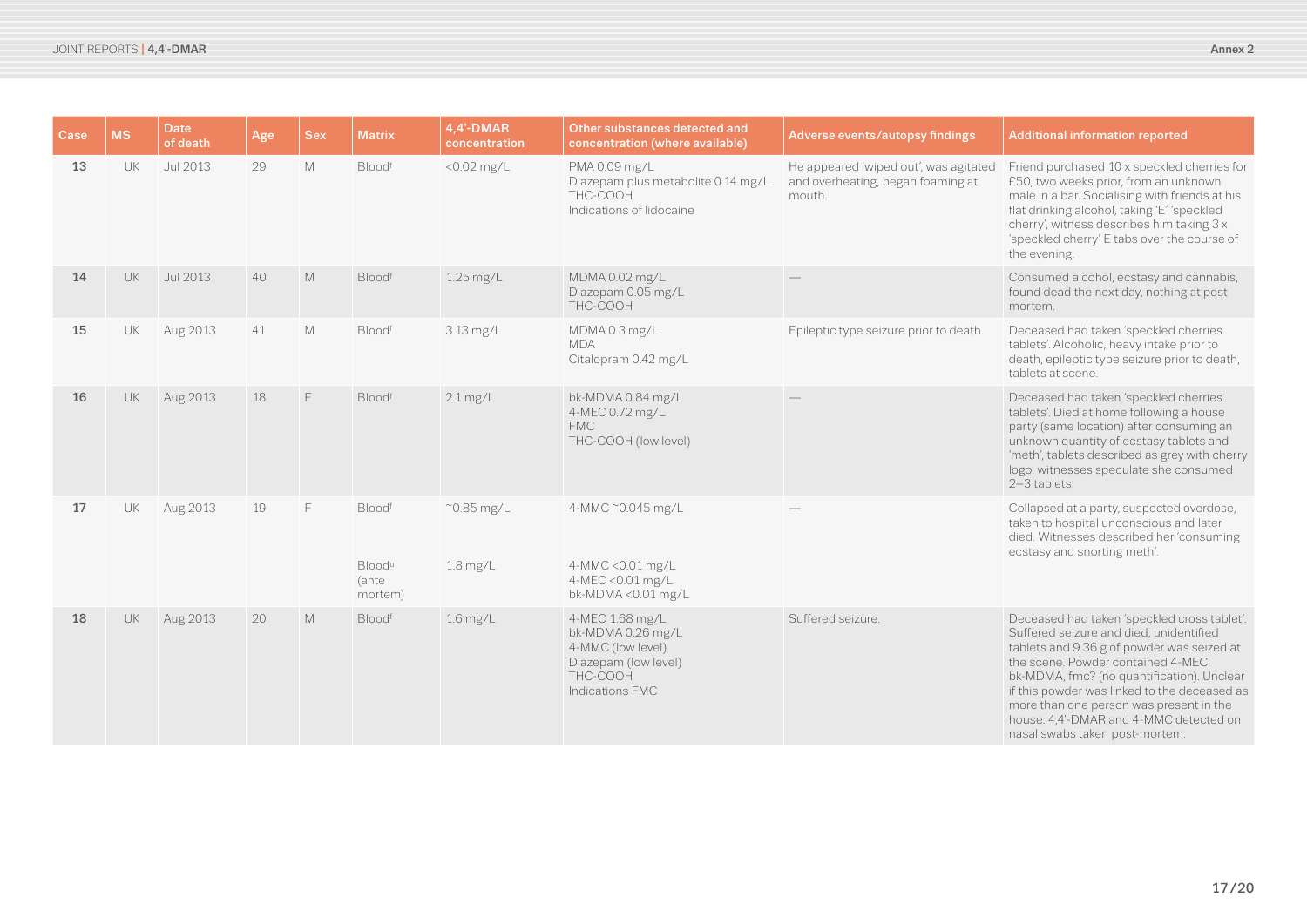| Case | MS | Date of death | Age | Sex | Matrix | 4,4'-DMAR concentration | Other substances detected and concentration (where available) | Adverse events/autopsy findings | Additional information reported |
|---|---|---|---|---|---|---|---|---|---|
| 13 | UK | Jul 2013 | 29 | M | Blood[f] | <0.02 mg/L | PMA 0.09 mg/L<br>Diazepam plus metabolite 0.14 mg/L<br>THC-COOH<br>Indications of lidocaine | He appeared 'wiped out', was agitated and overheating, began foaming at mouth. | Friend purchased 10 x speckled cherries for £50, two weeks prior, from an unknown male in a bar. Socialising with friends at his flat drinking alcohol, taking 'E' 'speckled cherry', witness describes him taking 3 x 'speckled cherry' E tabs over the course of the evening. |
| 14 | UK | Jul 2013 | 40 | M | Blood[f] | 1.25 mg/L | MDMA 0.02 mg/L<br>Diazepam 0.05 mg/L<br>THC-COOH | — | Consumed alcohol, ecstasy and cannabis, found dead the next day, nothing at post mortem. |
| 15 | UK | Aug 2013 | 41 | M | Blood[f] | 3.13 mg/L | MDMA 0.3 mg/L<br>MDA<br>Citalopram 0.42 mg/L | Epileptic type seizure prior to death. | Deceased had taken 'speckled cherries tablets'. Alcoholic, heavy intake prior to death, epileptic type seizure prior to death, tablets at scene. |
| 16 | UK | Aug 2013 | 18 | F | Blood[f] | 2.1 mg/L | bk-MDMA 0.84 mg/L<br>4-MEC 0.72 mg/L<br>FMC<br>THC-COOH (low level) | — | Deceased had taken 'speckled cherries tablets'. Died at home following a house party (same location) after consuming an unknown quantity of ecstasy tablets and 'meth', tablets described as grey with cherry logo, witnesses speculate she consumed 2–3 tablets. |
| 17 | UK | Aug 2013 | 19 | F | Blood[f]<br><br>Blood[u] (ante mortem) | ~0.85 mg/L<br><br>1.8 mg/L | 4-MMC ~0.045 mg/L<br><br>4-MMC <0.01 mg/L<br>4-MEC <0.01 mg/L<br>bk-MDMA <0.01 mg/L | — | Collapsed at a party, suspected overdose, taken to hospital unconscious and later died. Witnesses described her 'consuming ecstasy and snorting meth'. |
| 18 | UK | Aug 2013 | 20 | M | Blood[f] | 1.6 mg/L | 4-MEC 1.68 mg/L<br>bk-MDMA 0.26 mg/L<br>4-MMC (low level)<br>Diazepam (low level)<br>THC-COOH<br>Indications FMC | Suffered seizure. | Deceased had taken 'speckled cross tablet'. Suffered seizure and died, unidentified tablets and 9.36 g of powder was seized at the scene. Powder contained 4-MEC, bk-MDMA, fmc? (no quantification). Unclear if this powder was linked to the deceased as more than one person was present in the house. 4,4'-DMAR and 4-MMC detected on nasal swabs taken post-mortem. |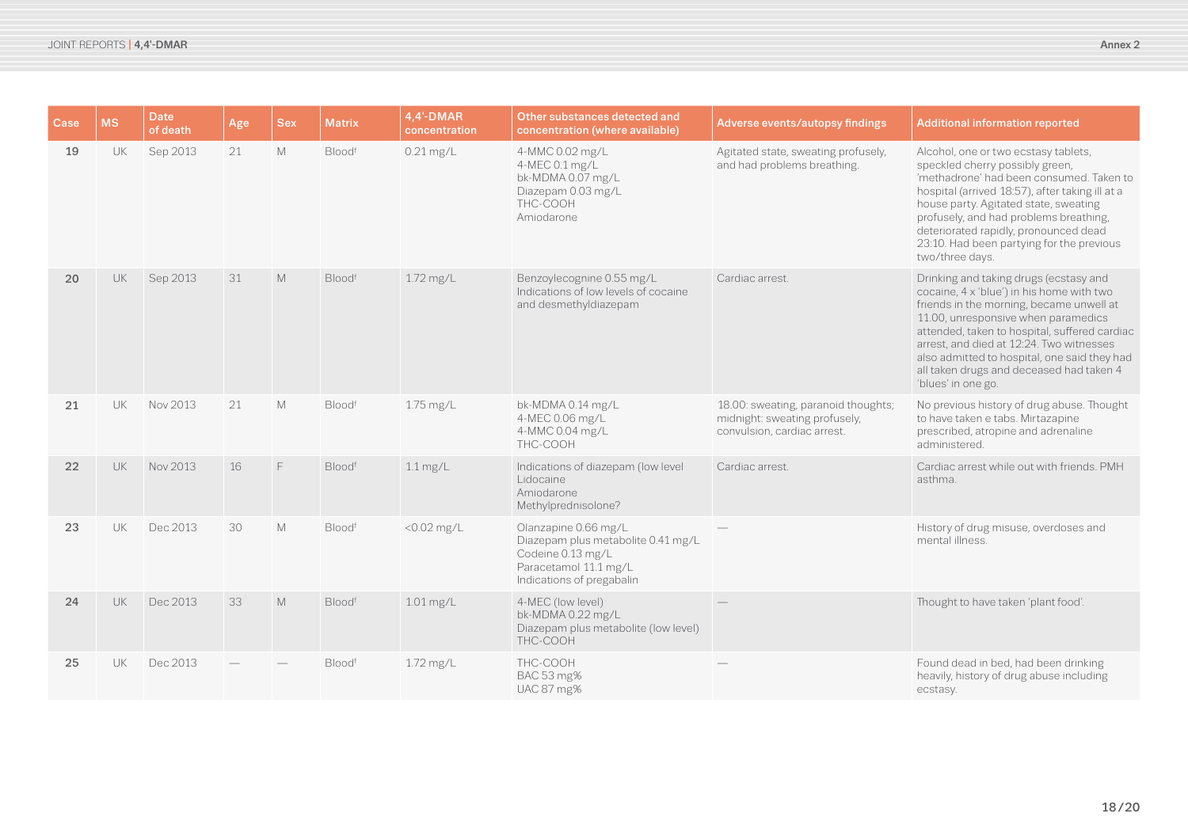| Case | MS | Date of death | Age | Sex | Matrix | 4,4'-DMAR concentration | Other substances detected and concentration (where available) | Adverse events/autopsy findings | Additional information reported |
|---|---|---|---|---|---|---|---|---|---|
| 19 | UK | Sep 2013 | 21 | M | Blood[f] | 0.21 mg/L | 4-MMC 0.02 mg/L<br>4-MEC 0.1 mg/L<br>bk-MDMA 0.07 mg/L<br>Diazepam 0.03 mg/L<br>THC-COOH<br>Amiodarone | Agitated state, sweating profusely, and had problems breathing. | Alcohol, one or two ecstasy tablets, speckled cherry possibly green, 'methadrone' had been consumed. Taken to hospital (arrived 18:57), after taking ill at a house party. Agitated state, sweating profusely, and had problems breathing, deteriorated rapidly, pronounced dead 23:10. Had been partying for the previous two/three days. |
| 20 | UK | Sep 2013 | 31 | M | Blood[f] | 1.72 mg/L | Benzoylecognine 0.55 mg/L<br>Indications of low levels of cocaine and desmethyldiazepam | Cardiac arrest. | Drinking and taking drugs (ecstasy and cocaine, 4 x 'blue') in his home with two friends in the morning, became unwell at 11.00, unresponsive when paramedics attended, taken to hospital, suffered cardiac arrest, and died at 12:24. Two witnesses also admitted to hospital, one said they had all taken drugs and deceased had taken 4 'blues' in one go. |
| 21 | UK | Nov 2013 | 21 | M | Blood[f] | 1.75 mg/L | bk-MDMA 0.14 mg/L<br>4-MEC 0.06 mg/L<br>4-MMC 0.04 mg/L<br>THC-COOH | 18.00: sweating, paranoid thoughts; midnight: sweating profusely, convulsion, cardiac arrest. | No previous history of drug abuse. Thought to have taken e tabs. Mirtazapine prescribed, atropine and adrenaline administered. |
| 22 | UK | Nov 2013 | 16 | F | Blood[f] | 1.1 mg/L | Indications of diazepam (low level<br>Lidocaine<br>Amiodarone<br>Methylprednisolone? | Cardiac arrest. | Cardiac arrest while out with friends. PMH asthma. |
| 23 | UK | Dec 2013 | 30 | M | Blood[f] | <0.02 mg/L | Olanzapine 0.66 mg/L<br>Diazepam plus metabolite 0.41 mg/L<br>Codeine 0.13 mg/L<br>Paracetamol 11.1 mg/L<br>Indications of pregabalin | — | History of drug misuse, overdoses and mental illness. |
| 24 | UK | Dec 2013 | 33 | M | Blood[f] | 1.01 mg/L | 4-MEC (low level)<br>bk-MDMA 0.22 mg/L<br>Diazepam plus metabolite (low level)<br>THC-COOH | — | Thought to have taken 'plant food'. |
| 25 | UK | Dec 2013 | — | — | Blood[f] | 1.72 mg/L | THC-COOH<br>BAC 53 mg%<br>UAC 87 mg% | — | Found dead in bed, had been drinking heavily, history of drug abuse including ecstasy. |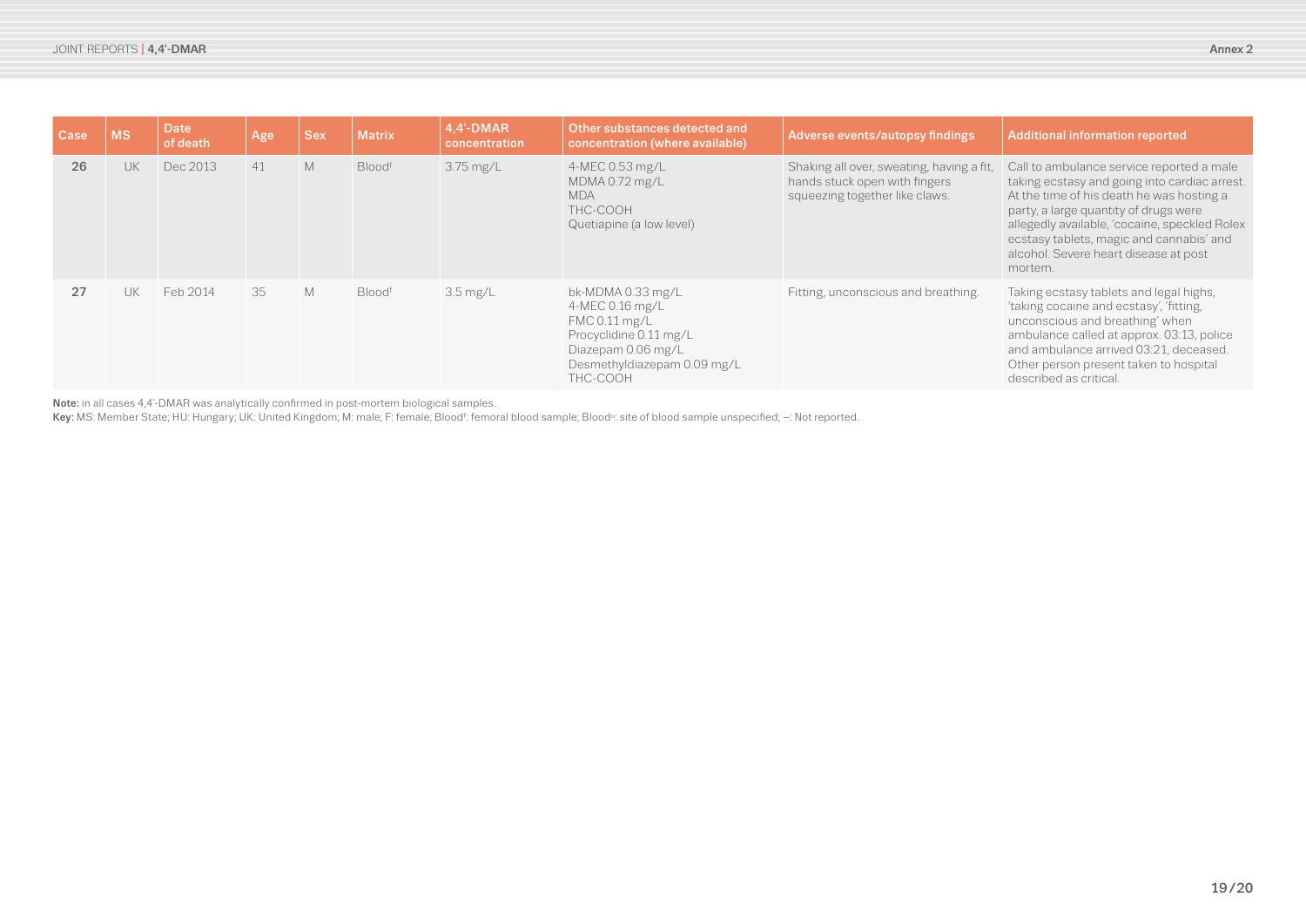| Case | MS | Date of death | Age | Sex | Matrix | 4,4'-DMAR concentration | Other substances detected and concentration (where available) | Adverse events/autopsy findings | Additional information reported |
|---|---|---|---|---|---|---|---|---|---|
| 26 | UK | Dec 2013 | 41 | M | Blood[f] | 3.75 mg/L | 4-MEC 0.53 mg/L<br>MDMA 0.72 mg/L<br>MDA<br>THC-COOH<br>Quetiapine (a low level) | Shaking all over, sweating, having a fit, hands stuck open with fingers squeezing together like claws. | Call to ambulance service reported a male taking ecstasy and going into cardiac arrest. At the time of his death he was hosting a party, a large quantity of drugs were allegedly available, 'cocaine, speckled Rolex ecstasy tablets, magic and cannabis' and alcohol. Severe heart disease at post mortem. |
| 27 | UK | Feb 2014 | 35 | M | Blood[f] | 3.5 mg/L | bk-MDMA 0.33 mg/L<br>4-MEC 0.16 mg/L<br>FMC 0.11 mg/L<br>Procyclidine 0.11 mg/L<br>Diazepam 0.06 mg/L<br>Desmethyldiazepam 0.09 mg/L<br>THC-COOH | Fitting, unconscious and breathing. | Taking ecstasy tablets and legal highs, 'taking cocaine and ecstasy', 'fitting, unconscious and breathing' when ambulance called at approx. 03:13, police and ambulance arrived 03:21, deceased. Other person present taken to hospital described as critical. |

**Note:** in all cases 4,4'-DMAR was analytically confirmed in post-mortem biological samples.

**Key:** MS: Member State; HU: Hungary; UK: United Kingdom; M: male; F: female; Blood[f]: femoral blood sample; Blood[u]: site of blood sample unspecified; –: Not reported.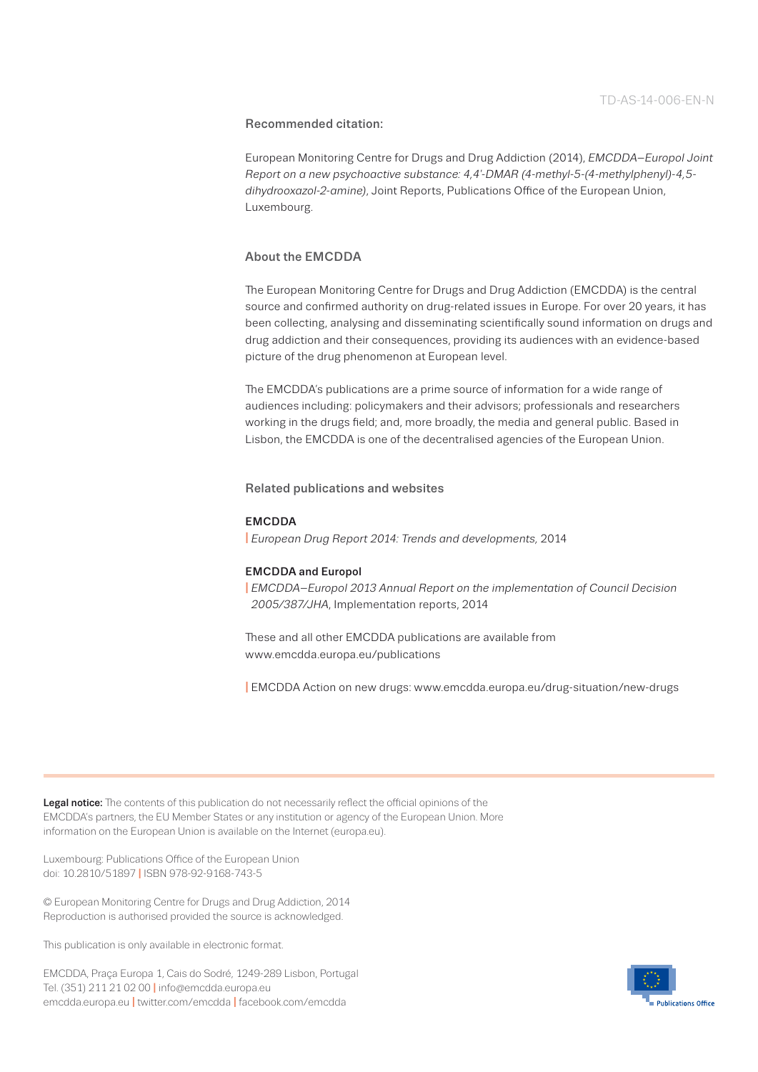TD-AS-14-006-EN-N

**Recommended citation:**

European Monitoring Centre for Drugs and Drug Addiction (2014), *EMCDDA–Europol Joint Report on a new psychoactive substance: 4,4'-DMAR (4-methyl-5-(4-methylphenyl)-4,5-dihydrooxazol-2-amine)*, Joint Reports, Publications Office of the European Union, Luxembourg.

## About the EMCDDA

The European Monitoring Centre for Drugs and Drug Addiction (EMCDDA) is the central source and confirmed authority on drug-related issues in Europe. For over 20 years, it has been collecting, analysing and disseminating scientifically sound information on drugs and drug addiction and their consequences, providing its audiences with an evidence-based picture of the drug phenomenon at European level.

The EMCDDA's publications are a prime source of information for a wide range of audiences including: policymakers and their advisors; professionals and researchers working in the drugs field; and, more broadly, the media and general public. Based in Lisbon, the EMCDDA is one of the decentralised agencies of the European Union.

## Related publications and websites

**EMCDDA**

| *European Drug Report 2014: Trends and developments,* 2014

**EMCDDA and Europol**

| *EMCDDA–Europol 2013 Annual Report on the implementation of Council Decision 2005/387/JHA*, Implementation reports, 2014

These and all other EMCDDA publications are available from www.emcdda.europa.eu/publications

| EMCDDA Action on new drugs: www.emcdda.europa.eu/drug-situation/new-drugs

**Legal notice:** The contents of this publication do not necessarily reflect the official opinions of the EMCDDA's partners, the EU Member States or any institution or agency of the European Union. More information on the European Union is available on the Internet (europa.eu).

Luxembourg: Publications Office of the European Union
doi: 10.2810/51897 | ISBN 978-92-9168-743-5

© European Monitoring Centre for Drugs and Drug Addiction, 2014
Reproduction is authorised provided the source is acknowledged.

This publication is only available in electronic format.

EMCDDA, Praça Europa 1, Cais do Sodré, 1249-289 Lisbon, Portugal
Tel. (351) 211 21 02 00 | info@emcdda.europa.eu
emcdda.europa.eu | twitter.com/emcdda | facebook.com/emcdda

Publications Office